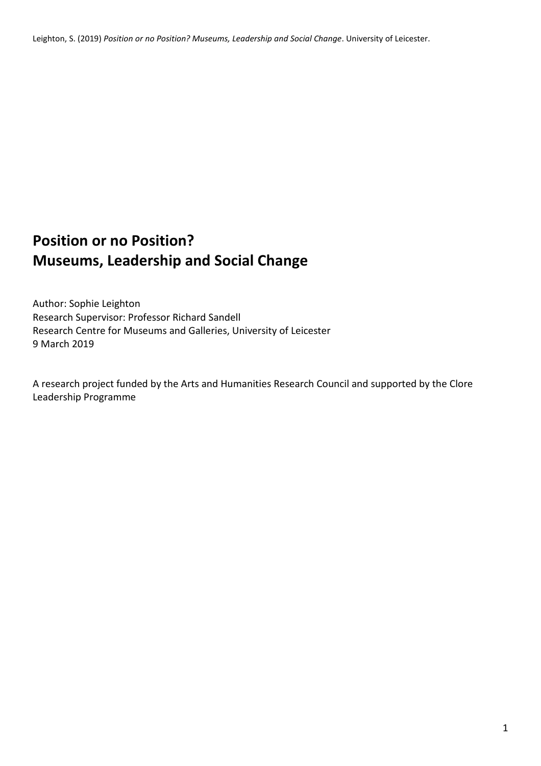# Position or no Position?
# Museums, Leadership and Social Change

Author: Sophie Leighton
Research Supervisor: Professor Richard Sandell
Research Centre for Museums and Galleries, University of Leicester
9 March 2019

A research project funded by the Arts and Humanities Research Council and supported by the Clore Leadership Programme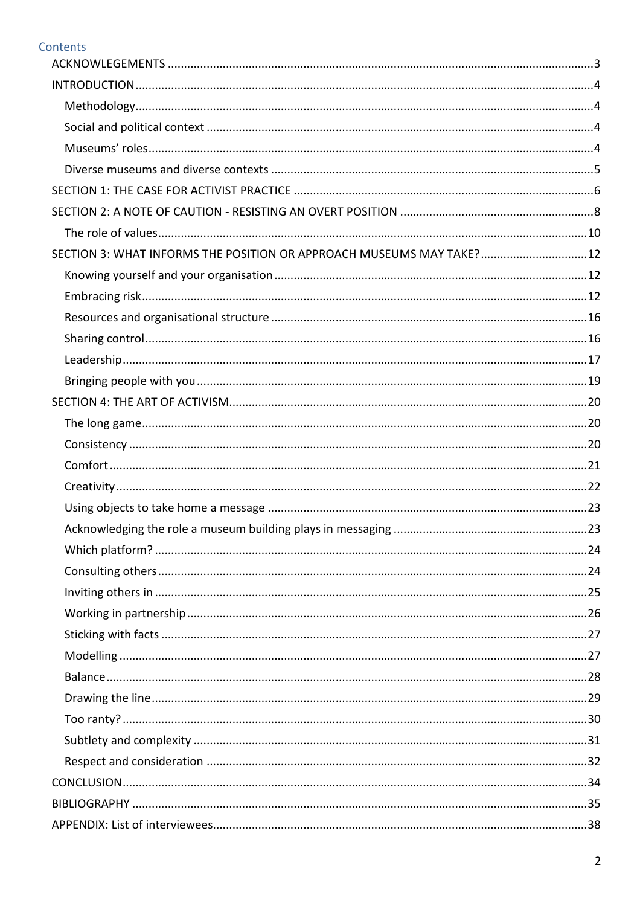## Contents

- ACKNOWLEGEMENTS ..... 3
- INTRODUCTION ..... 4
  - Methodology ..... 4
  - Social and political context ..... 4
  - Museums' roles ..... 4
  - Diverse museums and diverse contexts ..... 5
- SECTION 1: THE CASE FOR ACTIVIST PRACTICE ..... 6
- SECTION 2: A NOTE OF CAUTION - RESISTING AN OVERT POSITION ..... 8
  - The role of values ..... 10
- SECTION 3: WHAT INFORMS THE POSITION OR APPROACH MUSEUMS MAY TAKE? ..... 12
  - Knowing yourself and your organisation ..... 12
  - Embracing risk ..... 12
  - Resources and organisational structure ..... 16
  - Sharing control ..... 16
  - Leadership ..... 17
  - Bringing people with you ..... 19
- SECTION 4: THE ART OF ACTIVISM ..... 20
  - The long game ..... 20
  - Consistency ..... 20
  - Comfort ..... 21
  - Creativity ..... 22
  - Using objects to take home a message ..... 23
  - Acknowledging the role a museum building plays in messaging ..... 23
  - Which platform? ..... 24
  - Consulting others ..... 24
  - Inviting others in ..... 25
  - Working in partnership ..... 26
  - Sticking with facts ..... 27
  - Modelling ..... 27
  - Balance ..... 28
  - Drawing the line ..... 29
  - Too ranty? ..... 30
  - Subtlety and complexity ..... 31
  - Respect and consideration ..... 32
- CONCLUSION ..... 34
- BIBLIOGRAPHY ..... 35
- APPENDIX: List of interviewees ..... 38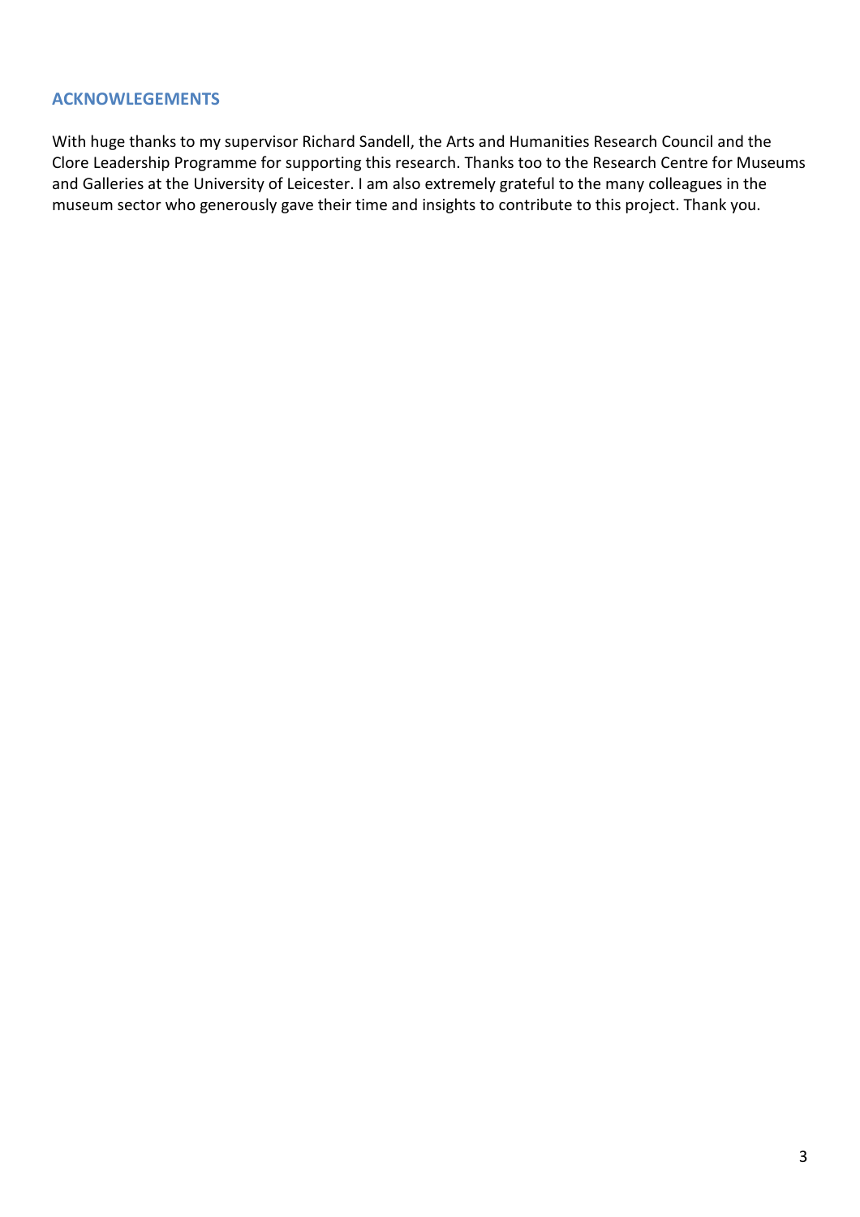## ACKNOWLEGEMENTS

With huge thanks to my supervisor Richard Sandell, the Arts and Humanities Research Council and the Clore Leadership Programme for supporting this research. Thanks too to the Research Centre for Museums and Galleries at the University of Leicester. I am also extremely grateful to the many colleagues in the museum sector who generously gave their time and insights to contribute to this project. Thank you.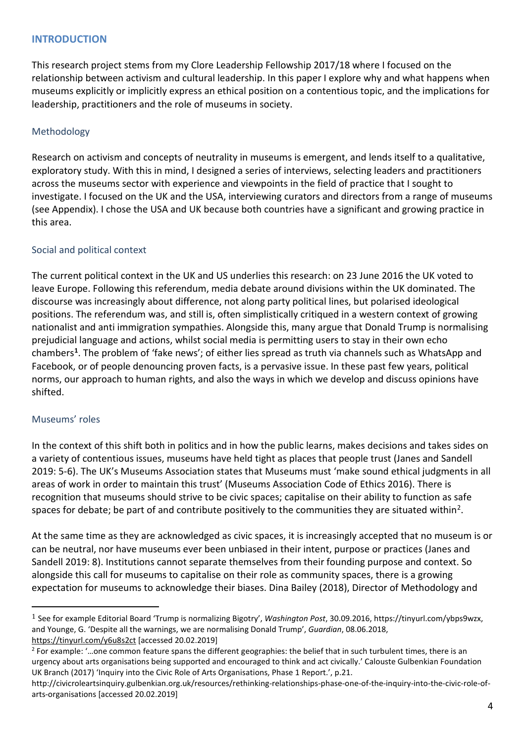## INTRODUCTION

This research project stems from my Clore Leadership Fellowship 2017/18 where I focused on the relationship between activism and cultural leadership. In this paper I explore why and what happens when museums explicitly or implicitly express an ethical position on a contentious topic, and the implications for leadership, practitioners and the role of museums in society.

### Methodology

Research on activism and concepts of neutrality in museums is emergent, and lends itself to a qualitative, exploratory study. With this in mind, I designed a series of interviews, selecting leaders and practitioners across the museums sector with experience and viewpoints in the field of practice that I sought to investigate. I focused on the UK and the USA, interviewing curators and directors from a range of museums (see Appendix). I chose the USA and UK because both countries have a significant and growing practice in this area.

### Social and political context

The current political context in the UK and US underlies this research: on 23 June 2016 the UK voted to leave Europe. Following this referendum, media debate around divisions within the UK dominated. The discourse was increasingly about difference, not along party political lines, but polarised ideological positions. The referendum was, and still is, often simplistically critiqued in a western context of growing nationalist and anti immigration sympathies. Alongside this, many argue that Donald Trump is normalising prejudicial language and actions, whilst social media is permitting users to stay in their own echo chambers[1]. The problem of 'fake news'; of either lies spread as truth via channels such as WhatsApp and Facebook, or of people denouncing proven facts, is a pervasive issue. In these past few years, political norms, our approach to human rights, and also the ways in which we develop and discuss opinions have shifted.

### Museums' roles

In the context of this shift both in politics and in how the public learns, makes decisions and takes sides on a variety of contentious issues, museums have held tight as places that people trust (Janes and Sandell 2019: 5-6). The UK's Museums Association states that Museums must 'make sound ethical judgments in all areas of work in order to maintain this trust' (Museums Association Code of Ethics 2016). There is recognition that museums should strive to be civic spaces; capitalise on their ability to function as safe spaces for debate; be part of and contribute positively to the communities they are situated within[2].

At the same time as they are acknowledged as civic spaces, it is increasingly accepted that no museum is or can be neutral, nor have museums ever been unbiased in their intent, purpose or practices (Janes and Sandell 2019: 8). Institutions cannot separate themselves from their founding purpose and context. So alongside this call for museums to capitalise on their role as community spaces, there is a growing expectation for museums to acknowledge their biases. Dina Bailey (2018), Director of Methodology and

---

[1] See for example Editorial Board 'Trump is normalizing Bigotry', *Washington Post*, 30.09.2016, https://tinyurl.com/ybps9wzx, and Younge, G. 'Despite all the warnings, we are normalising Donald Trump', *Guardian*, 08.06.2018, https://tinyurl.com/y6u8s2ct [accessed 20.02.2019]

[2] For example: '…one common feature spans the different geographies: the belief that in such turbulent times, there is an urgency about arts organisations being supported and encouraged to think and act civically.' Calouste Gulbenkian Foundation UK Branch (2017) 'Inquiry into the Civic Role of Arts Organisations, Phase 1 Report.', p.21. http://civicroleartsinquiry.gulbenkian.org.uk/resources/rethinking-relationships-phase-one-of-the-inquiry-into-the-civic-role-of-arts-organisations [accessed 20.02.2019]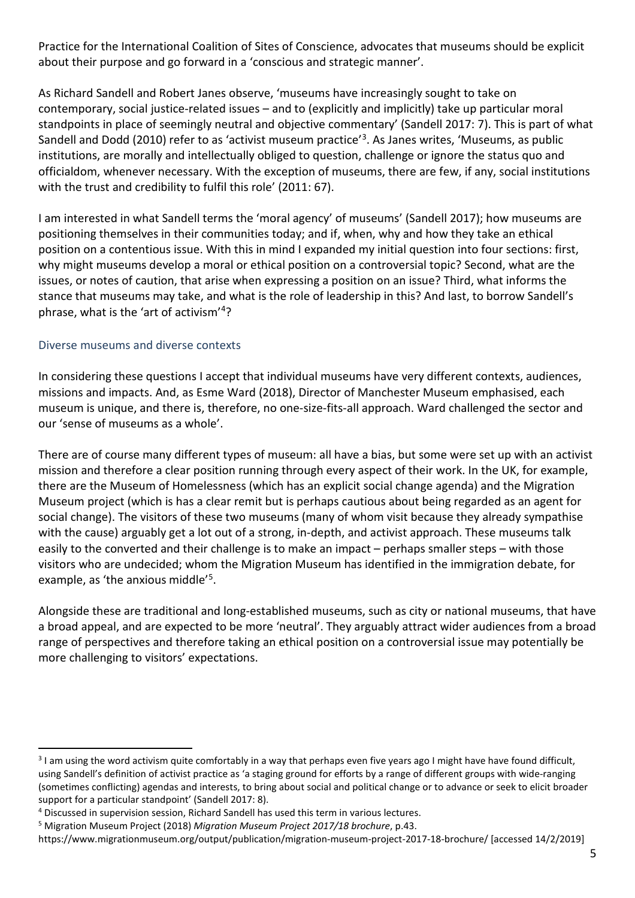Practice for the International Coalition of Sites of Conscience, advocates that museums should be explicit about their purpose and go forward in a 'conscious and strategic manner'.

As Richard Sandell and Robert Janes observe, 'museums have increasingly sought to take on contemporary, social justice-related issues – and to (explicitly and implicitly) take up particular moral standpoints in place of seemingly neutral and objective commentary' (Sandell 2017: 7). This is part of what Sandell and Dodd (2010) refer to as 'activist museum practice'[3]. As Janes writes, 'Museums, as public institutions, are morally and intellectually obliged to question, challenge or ignore the status quo and officialdom, whenever necessary. With the exception of museums, there are few, if any, social institutions with the trust and credibility to fulfil this role' (2011: 67).

I am interested in what Sandell terms the 'moral agency' of museums' (Sandell 2017); how museums are positioning themselves in their communities today; and if, when, why and how they take an ethical position on a contentious issue. With this in mind I expanded my initial question into four sections: first, why might museums develop a moral or ethical position on a controversial topic? Second, what are the issues, or notes of caution, that arise when expressing a position on an issue? Third, what informs the stance that museums may take, and what is the role of leadership in this? And last, to borrow Sandell's phrase, what is the 'art of activism'[4]?

## Diverse museums and diverse contexts

In considering these questions I accept that individual museums have very different contexts, audiences, missions and impacts. And, as Esme Ward (2018), Director of Manchester Museum emphasised, each museum is unique, and there is, therefore, no one-size-fits-all approach. Ward challenged the sector and our 'sense of museums as a whole'.

There are of course many different types of museum: all have a bias, but some were set up with an activist mission and therefore a clear position running through every aspect of their work. In the UK, for example, there are the Museum of Homelessness (which has an explicit social change agenda) and the Migration Museum project (which is has a clear remit but is perhaps cautious about being regarded as an agent for social change). The visitors of these two museums (many of whom visit because they already sympathise with the cause) arguably get a lot out of a strong, in-depth, and activist approach. These museums talk easily to the converted and their challenge is to make an impact – perhaps smaller steps – with those visitors who are undecided; whom the Migration Museum has identified in the immigration debate, for example, as 'the anxious middle'[5].

Alongside these are traditional and long-established museums, such as city or national museums, that have a broad appeal, and are expected to be more 'neutral'. They arguably attract wider audiences from a broad range of perspectives and therefore taking an ethical position on a controversial issue may potentially be more challenging to visitors' expectations.

---

[3] I am using the word activism quite comfortably in a way that perhaps even five years ago I might have have found difficult, using Sandell's definition of activist practice as 'a staging ground for efforts by a range of different groups with wide-ranging (sometimes conflicting) agendas and interests, to bring about social and political change or to advance or seek to elicit broader support for a particular standpoint' (Sandell 2017: 8).

[4] Discussed in supervision session, Richard Sandell has used this term in various lectures.

[5] Migration Museum Project (2018) *Migration Museum Project 2017/18 brochure*, p.43. https://www.migrationmuseum.org/output/publication/migration-museum-project-2017-18-brochure/ [accessed 14/2/2019]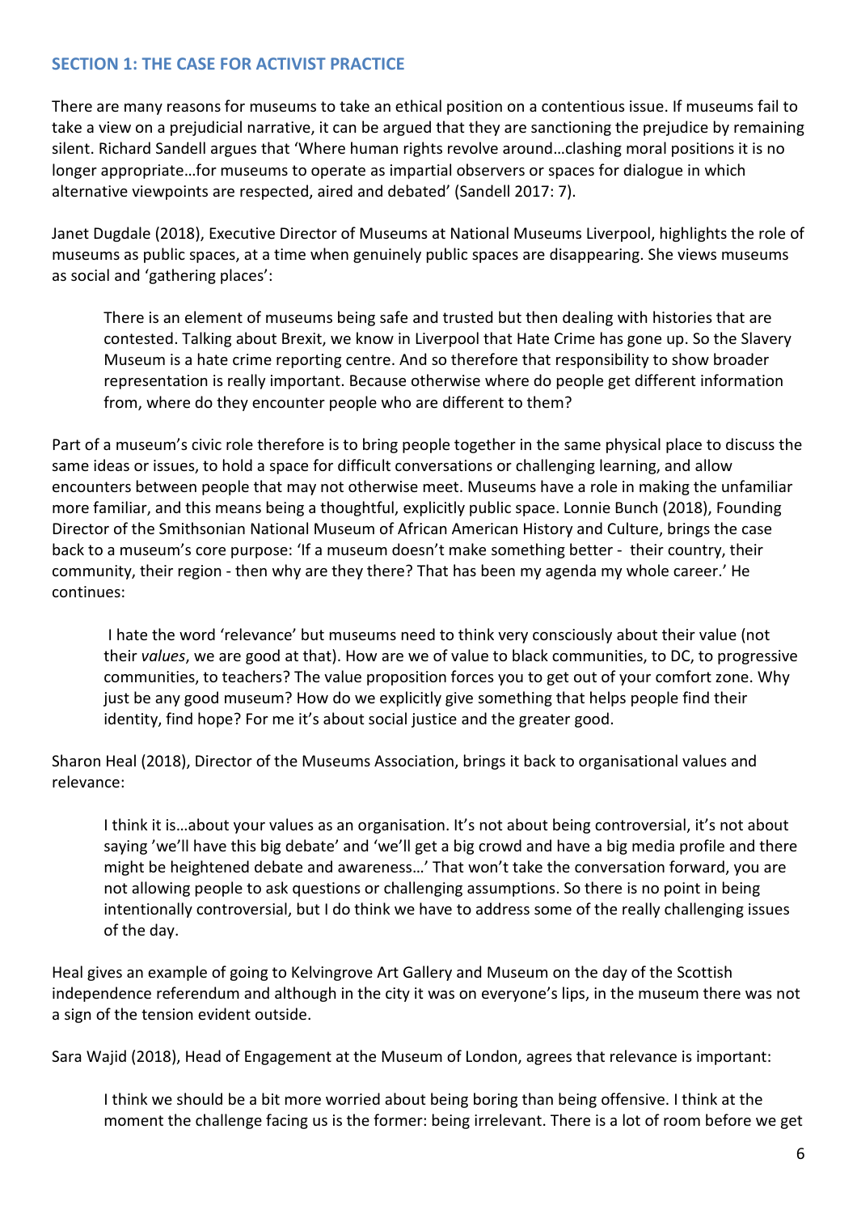## SECTION 1: THE CASE FOR ACTIVIST PRACTICE

There are many reasons for museums to take an ethical position on a contentious issue. If museums fail to take a view on a prejudicial narrative, it can be argued that they are sanctioning the prejudice by remaining silent. Richard Sandell argues that 'Where human rights revolve around…clashing moral positions it is no longer appropriate…for museums to operate as impartial observers or spaces for dialogue in which alternative viewpoints are respected, aired and debated' (Sandell 2017: 7).

Janet Dugdale (2018), Executive Director of Museums at National Museums Liverpool, highlights the role of museums as public spaces, at a time when genuinely public spaces are disappearing. She views museums as social and 'gathering places':

> There is an element of museums being safe and trusted but then dealing with histories that are contested. Talking about Brexit, we know in Liverpool that Hate Crime has gone up. So the Slavery Museum is a hate crime reporting centre. And so therefore that responsibility to show broader representation is really important. Because otherwise where do people get different information from, where do they encounter people who are different to them?

Part of a museum's civic role therefore is to bring people together in the same physical place to discuss the same ideas or issues, to hold a space for difficult conversations or challenging learning, and allow encounters between people that may not otherwise meet. Museums have a role in making the unfamiliar more familiar, and this means being a thoughtful, explicitly public space. Lonnie Bunch (2018), Founding Director of the Smithsonian National Museum of African American History and Culture, brings the case back to a museum's core purpose: 'If a museum doesn't make something better - their country, their community, their region - then why are they there? That has been my agenda my whole career.' He continues:

> I hate the word 'relevance' but museums need to think very consciously about their value (not their *values*, we are good at that). How are we of value to black communities, to DC, to progressive communities, to teachers? The value proposition forces you to get out of your comfort zone. Why just be any good museum? How do we explicitly give something that helps people find their identity, find hope? For me it's about social justice and the greater good.

Sharon Heal (2018), Director of the Museums Association, brings it back to organisational values and relevance:

> I think it is…about your values as an organisation. It's not about being controversial, it's not about saying 'we'll have this big debate' and 'we'll get a big crowd and have a big media profile and there might be heightened debate and awareness…' That won't take the conversation forward, you are not allowing people to ask questions or challenging assumptions. So there is no point in being intentionally controversial, but I do think we have to address some of the really challenging issues of the day.

Heal gives an example of going to Kelvingrove Art Gallery and Museum on the day of the Scottish independence referendum and although in the city it was on everyone's lips, in the museum there was not a sign of the tension evident outside.

Sara Wajid (2018), Head of Engagement at the Museum of London, agrees that relevance is important:

> I think we should be a bit more worried about being boring than being offensive. I think at the moment the challenge facing us is the former: being irrelevant. There is a lot of room before we get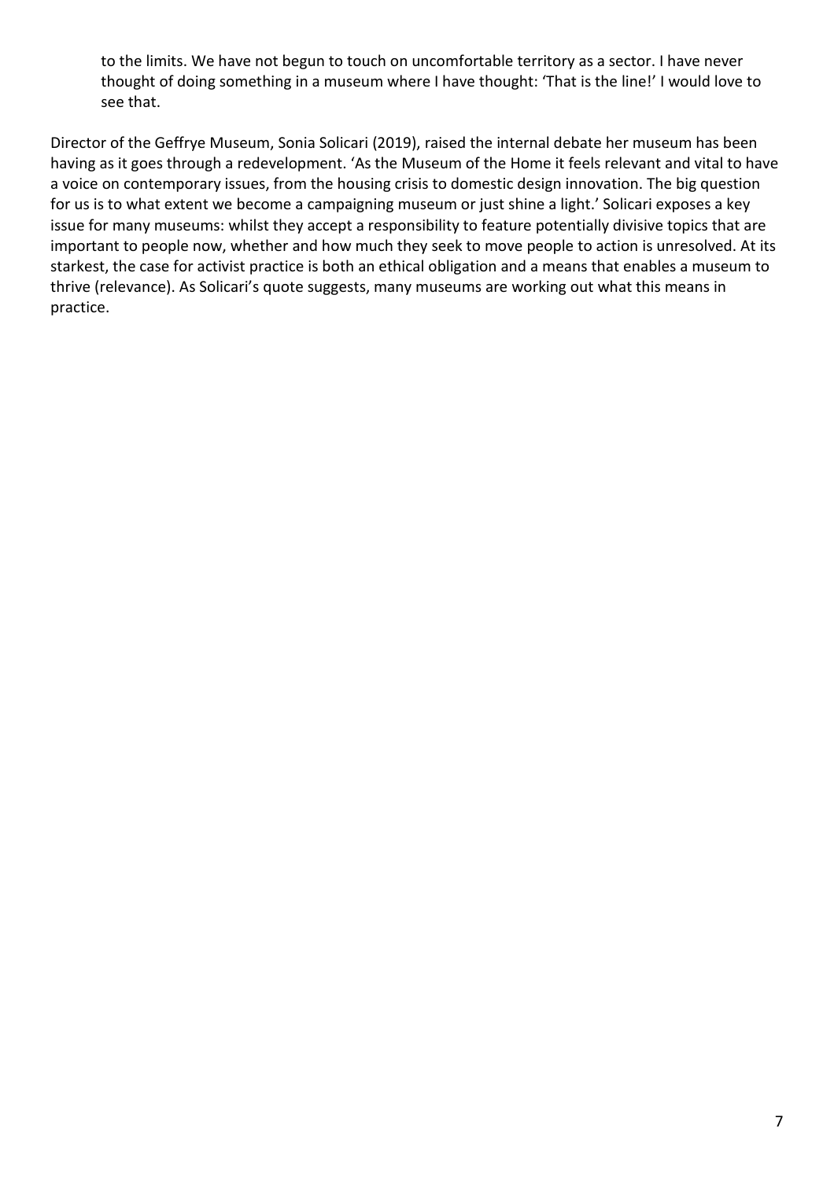> to the limits. We have not begun to touch on uncomfortable territory as a sector. I have never thought of doing something in a museum where I have thought: 'That is the line!' I would love to see that.

Director of the Geffrye Museum, Sonia Solicari (2019), raised the internal debate her museum has been having as it goes through a redevelopment. 'As the Museum of the Home it feels relevant and vital to have a voice on contemporary issues, from the housing crisis to domestic design innovation. The big question for us is to what extent we become a campaigning museum or just shine a light.' Solicari exposes a key issue for many museums: whilst they accept a responsibility to feature potentially divisive topics that are important to people now, whether and how much they seek to move people to action is unresolved. At its starkest, the case for activist practice is both an ethical obligation and a means that enables a museum to thrive (relevance). As Solicari's quote suggests, many museums are working out what this means in practice.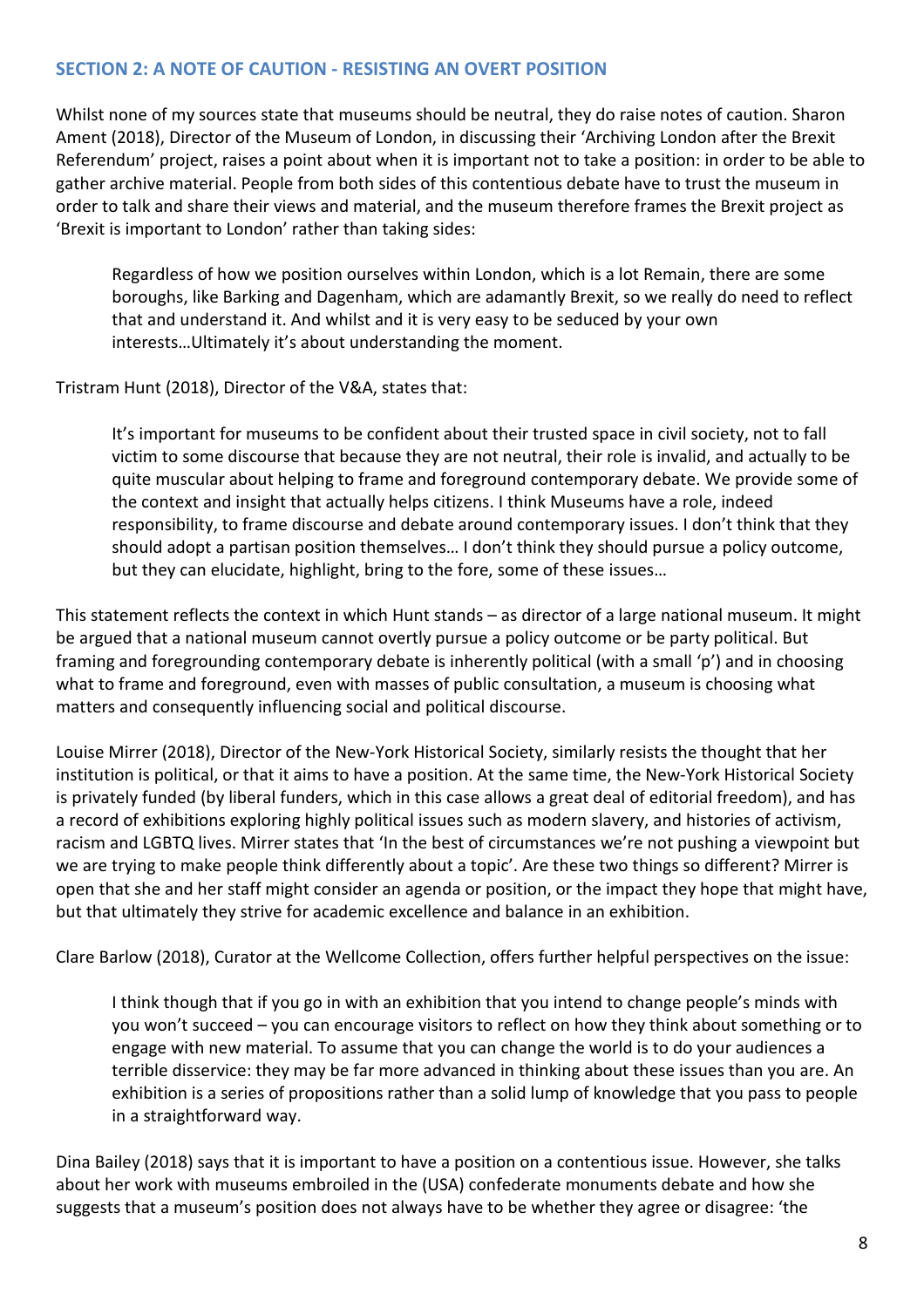## SECTION 2: A NOTE OF CAUTION - RESISTING AN OVERT POSITION

Whilst none of my sources state that museums should be neutral, they do raise notes of caution. Sharon Ament (2018), Director of the Museum of London, in discussing their 'Archiving London after the Brexit Referendum' project, raises a point about when it is important not to take a position: in order to be able to gather archive material. People from both sides of this contentious debate have to trust the museum in order to talk and share their views and material, and the museum therefore frames the Brexit project as 'Brexit is important to London' rather than taking sides:

> Regardless of how we position ourselves within London, which is a lot Remain, there are some boroughs, like Barking and Dagenham, which are adamantly Brexit, so we really do need to reflect that and understand it. And whilst and it is very easy to be seduced by your own interests…Ultimately it's about understanding the moment.

Tristram Hunt (2018), Director of the V&A, states that:

> It's important for museums to be confident about their trusted space in civil society, not to fall victim to some discourse that because they are not neutral, their role is invalid, and actually to be quite muscular about helping to frame and foreground contemporary debate. We provide some of the context and insight that actually helps citizens. I think Museums have a role, indeed responsibility, to frame discourse and debate around contemporary issues. I don't think that they should adopt a partisan position themselves… I don't think they should pursue a policy outcome, but they can elucidate, highlight, bring to the fore, some of these issues…

This statement reflects the context in which Hunt stands – as director of a large national museum. It might be argued that a national museum cannot overtly pursue a policy outcome or be party political. But framing and foregrounding contemporary debate is inherently political (with a small 'p') and in choosing what to frame and foreground, even with masses of public consultation, a museum is choosing what matters and consequently influencing social and political discourse.

Louise Mirrer (2018), Director of the New-York Historical Society, similarly resists the thought that her institution is political, or that it aims to have a position. At the same time, the New-York Historical Society is privately funded (by liberal funders, which in this case allows a great deal of editorial freedom), and has a record of exhibitions exploring highly political issues such as modern slavery, and histories of activism, racism and LGBTQ lives. Mirrer states that 'In the best of circumstances we're not pushing a viewpoint but we are trying to make people think differently about a topic'. Are these two things so different? Mirrer is open that she and her staff might consider an agenda or position, or the impact they hope that might have, but that ultimately they strive for academic excellence and balance in an exhibition.

Clare Barlow (2018), Curator at the Wellcome Collection, offers further helpful perspectives on the issue:

> I think though that if you go in with an exhibition that you intend to change people's minds with you won't succeed – you can encourage visitors to reflect on how they think about something or to engage with new material. To assume that you can change the world is to do your audiences a terrible disservice: they may be far more advanced in thinking about these issues than you are. An exhibition is a series of propositions rather than a solid lump of knowledge that you pass to people in a straightforward way.

Dina Bailey (2018) says that it is important to have a position on a contentious issue. However, she talks about her work with museums embroiled in the (USA) confederate monuments debate and how she suggests that a museum's position does not always have to be whether they agree or disagree: 'the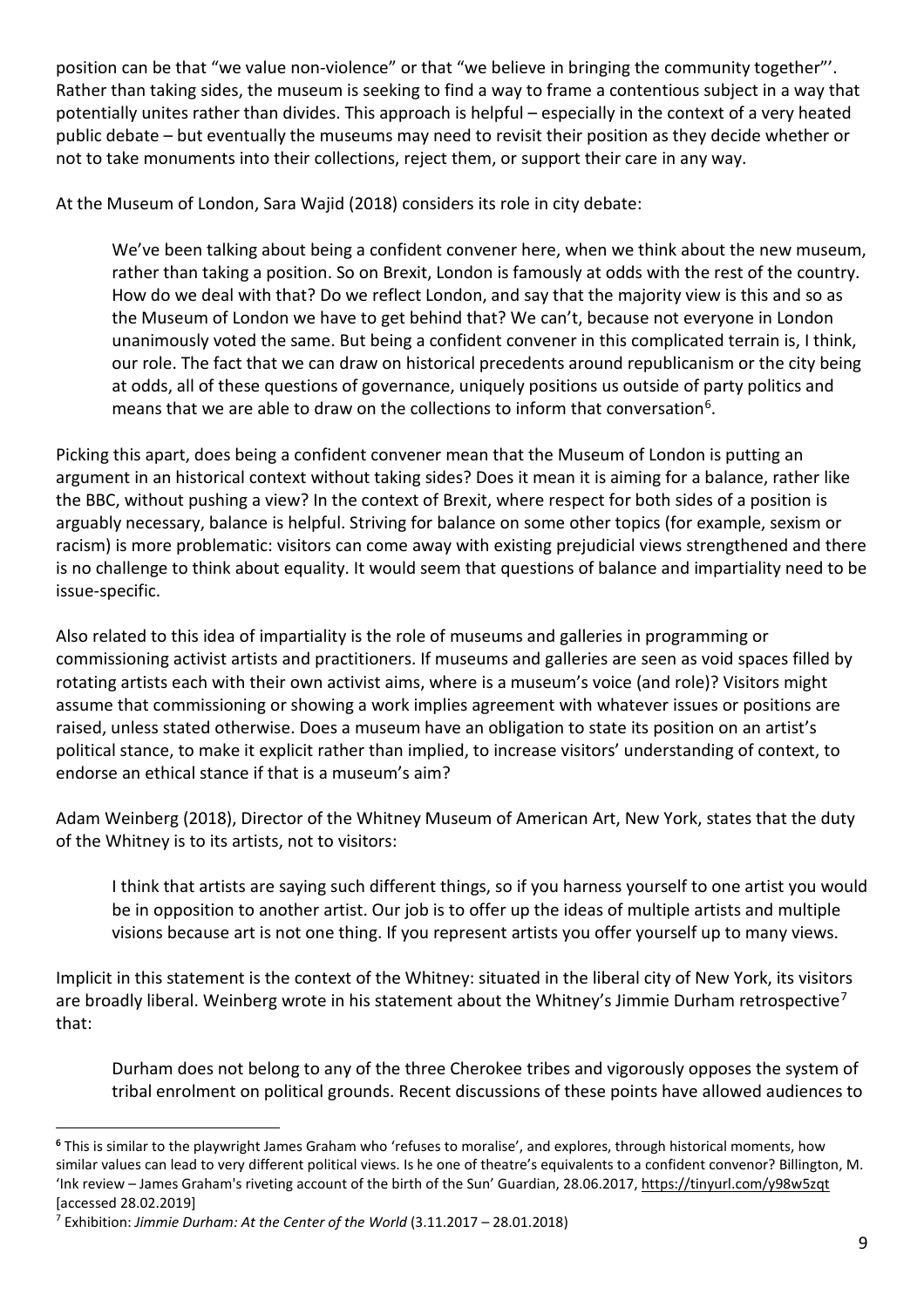position can be that "we value non-violence" or that "we believe in bringing the community together"'. Rather than taking sides, the museum is seeking to find a way to frame a contentious subject in a way that potentially unites rather than divides. This approach is helpful – especially in the context of a very heated public debate – but eventually the museums may need to revisit their position as they decide whether or not to take monuments into their collections, reject them, or support their care in any way.

At the Museum of London, Sara Wajid (2018) considers its role in city debate:

> We've been talking about being a confident convener here, when we think about the new museum, rather than taking a position. So on Brexit, London is famously at odds with the rest of the country. How do we deal with that? Do we reflect London, and say that the majority view is this and so as the Museum of London we have to get behind that? We can't, because not everyone in London unanimously voted the same. But being a confident convener in this complicated terrain is, I think, our role. The fact that we can draw on historical precedents around republicanism or the city being at odds, all of these questions of governance, uniquely positions us outside of party politics and means that we are able to draw on the collections to inform that conversation[6].

Picking this apart, does being a confident convener mean that the Museum of London is putting an argument in an historical context without taking sides? Does it mean it is aiming for a balance, rather like the BBC, without pushing a view? In the context of Brexit, where respect for both sides of a position is arguably necessary, balance is helpful. Striving for balance on some other topics (for example, sexism or racism) is more problematic: visitors can come away with existing prejudicial views strengthened and there is no challenge to think about equality. It would seem that questions of balance and impartiality need to be issue-specific.

Also related to this idea of impartiality is the role of museums and galleries in programming or commissioning activist artists and practitioners. If museums and galleries are seen as void spaces filled by rotating artists each with their own activist aims, where is a museum's voice (and role)? Visitors might assume that commissioning or showing a work implies agreement with whatever issues or positions are raised, unless stated otherwise. Does a museum have an obligation to state its position on an artist's political stance, to make it explicit rather than implied, to increase visitors' understanding of context, to endorse an ethical stance if that is a museum's aim?

Adam Weinberg (2018), Director of the Whitney Museum of American Art, New York, states that the duty of the Whitney is to its artists, not to visitors:

> I think that artists are saying such different things, so if you harness yourself to one artist you would be in opposition to another artist. Our job is to offer up the ideas of multiple artists and multiple visions because art is not one thing. If you represent artists you offer yourself up to many views.

Implicit in this statement is the context of the Whitney: situated in the liberal city of New York, its visitors are broadly liberal. Weinberg wrote in his statement about the Whitney's Jimmie Durham retrospective[7] that:

> Durham does not belong to any of the three Cherokee tribes and vigorously opposes the system of tribal enrolment on political grounds. Recent discussions of these points have allowed audiences to

---

[6] This is similar to the playwright James Graham who 'refuses to moralise', and explores, through historical moments, how similar values can lead to very different political views. Is he one of theatre's equivalents to a confident convenor? Billington, M. 'Ink review – James Graham's riveting account of the birth of the Sun' Guardian, 28.06.2017, https://tinyurl.com/y98w5zqt [accessed 28.02.2019]

[7] Exhibition: *Jimmie Durham: At the Center of the World* (3.11.2017 – 28.01.2018)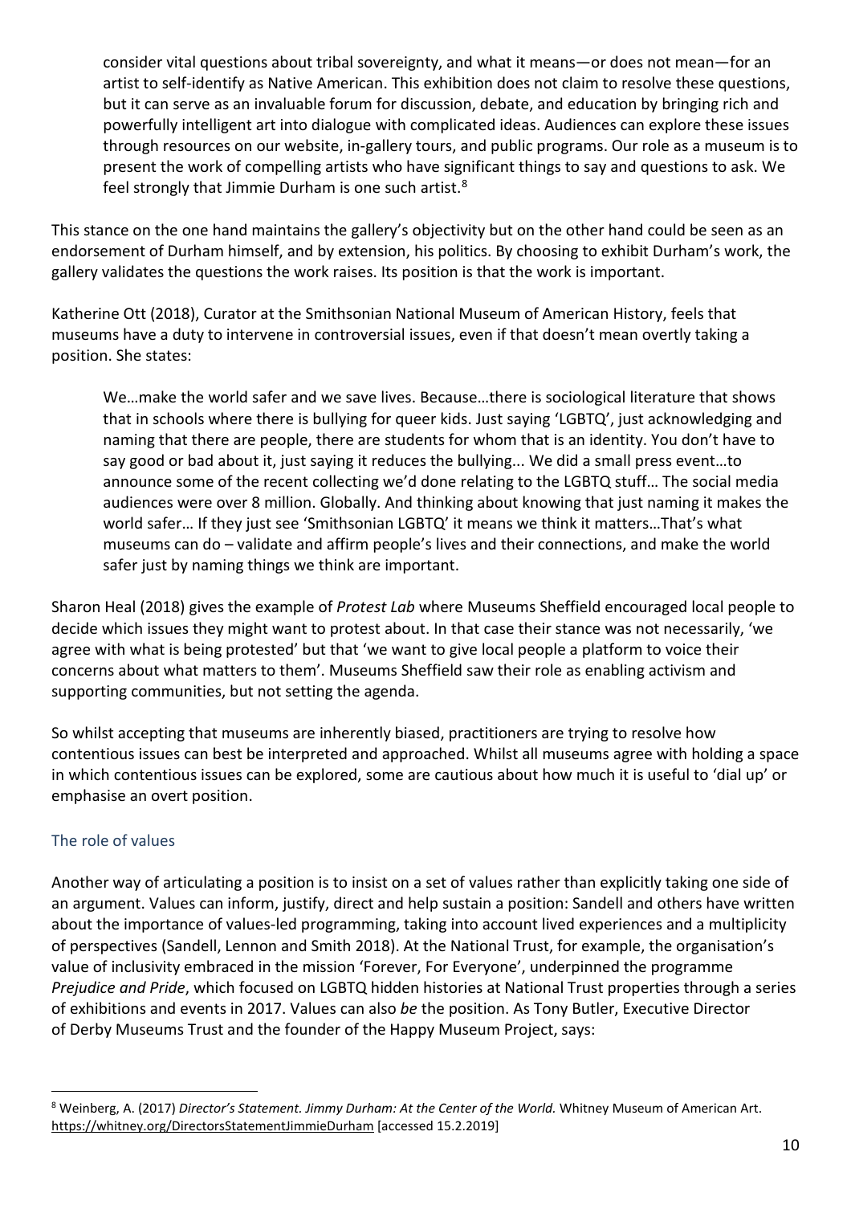> consider vital questions about tribal sovereignty, and what it means—or does not mean—for an artist to self-identify as Native American. This exhibition does not claim to resolve these questions, but it can serve as an invaluable forum for discussion, debate, and education by bringing rich and powerfully intelligent art into dialogue with complicated ideas. Audiences can explore these issues through resources on our website, in-gallery tours, and public programs. Our role as a museum is to present the work of compelling artists who have significant things to say and questions to ask. We feel strongly that Jimmie Durham is one such artist.[8]

This stance on the one hand maintains the gallery's objectivity but on the other hand could be seen as an endorsement of Durham himself, and by extension, his politics. By choosing to exhibit Durham's work, the gallery validates the questions the work raises. Its position is that the work is important.

Katherine Ott (2018), Curator at the Smithsonian National Museum of American History, feels that museums have a duty to intervene in controversial issues, even if that doesn't mean overtly taking a position. She states:

> We…make the world safer and we save lives. Because…there is sociological literature that shows that in schools where there is bullying for queer kids. Just saying 'LGBTQ', just acknowledging and naming that there are people, there are students for whom that is an identity. You don't have to say good or bad about it, just saying it reduces the bullying... We did a small press event…to announce some of the recent collecting we'd done relating to the LGBTQ stuff… The social media audiences were over 8 million. Globally. And thinking about knowing that just naming it makes the world safer… If they just see 'Smithsonian LGBTQ' it means we think it matters…That's what museums can do – validate and affirm people's lives and their connections, and make the world safer just by naming things we think are important.

Sharon Heal (2018) gives the example of *Protest Lab* where Museums Sheffield encouraged local people to decide which issues they might want to protest about. In that case their stance was not necessarily, 'we agree with what is being protested' but that 'we want to give local people a platform to voice their concerns about what matters to them'. Museums Sheffield saw their role as enabling activism and supporting communities, but not setting the agenda.

So whilst accepting that museums are inherently biased, practitioners are trying to resolve how contentious issues can best be interpreted and approached. Whilst all museums agree with holding a space in which contentious issues can be explored, some are cautious about how much it is useful to 'dial up' or emphasise an overt position.

### The role of values

Another way of articulating a position is to insist on a set of values rather than explicitly taking one side of an argument. Values can inform, justify, direct and help sustain a position: Sandell and others have written about the importance of values-led programming, taking into account lived experiences and a multiplicity of perspectives (Sandell, Lennon and Smith 2018). At the National Trust, for example, the organisation's value of inclusivity embraced in the mission 'Forever, For Everyone', underpinned the programme *Prejudice and Pride*, which focused on LGBTQ hidden histories at National Trust properties through a series of exhibitions and events in 2017. Values can also *be* the position. As Tony Butler, Executive Director of Derby Museums Trust and the founder of the Happy Museum Project, says:

---

[8] Weinberg, A. (2017) *Director's Statement. Jimmy Durham: At the Center of the World.* Whitney Museum of American Art. https://whitney.org/DirectorsStatementJimmieDurham [accessed 15.2.2019]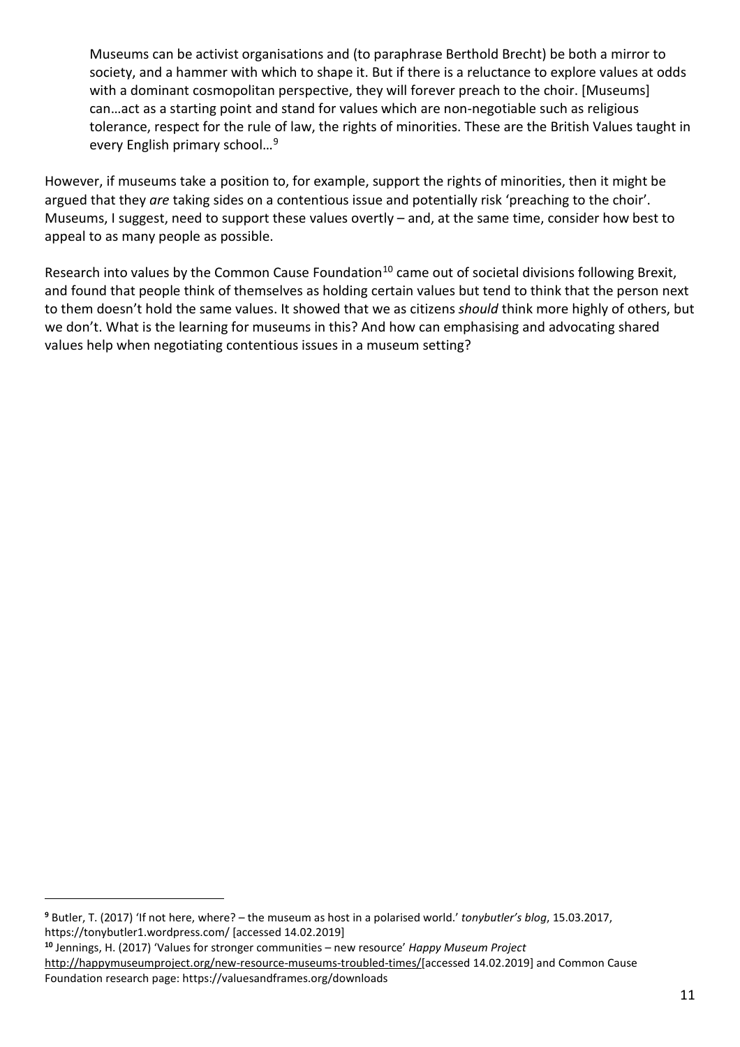> Museums can be activist organisations and (to paraphrase Berthold Brecht) be both a mirror to society, and a hammer with which to shape it. But if there is a reluctance to explore values at odds with a dominant cosmopolitan perspective, they will forever preach to the choir. [Museums] can…act as a starting point and stand for values which are non-negotiable such as religious tolerance, respect for the rule of law, the rights of minorities. These are the British Values taught in every English primary school…[9]

However, if museums take a position to, for example, support the rights of minorities, then it might be argued that they *are* taking sides on a contentious issue and potentially risk 'preaching to the choir'. Museums, I suggest, need to support these values overtly – and, at the same time, consider how best to appeal to as many people as possible.

Research into values by the Common Cause Foundation[10] came out of societal divisions following Brexit, and found that people think of themselves as holding certain values but tend to think that the person next to them doesn't hold the same values. It showed that we as citizens *should* think more highly of others, but we don't. What is the learning for museums in this? And how can emphasising and advocating shared values help when negotiating contentious issues in a museum setting?

---

[9] Butler, T. (2017) 'If not here, where? – the museum as host in a polarised world.' *tonybutler's blog*, 15.03.2017, https://tonybutler1.wordpress.com/ [accessed 14.02.2019]

[10] Jennings, H. (2017) 'Values for stronger communities – new resource' *Happy Museum Project* http://happymuseumproject.org/new-resource-museums-troubled-times/[accessed 14.02.2019] and Common Cause Foundation research page: https://valuesandframes.org/downloads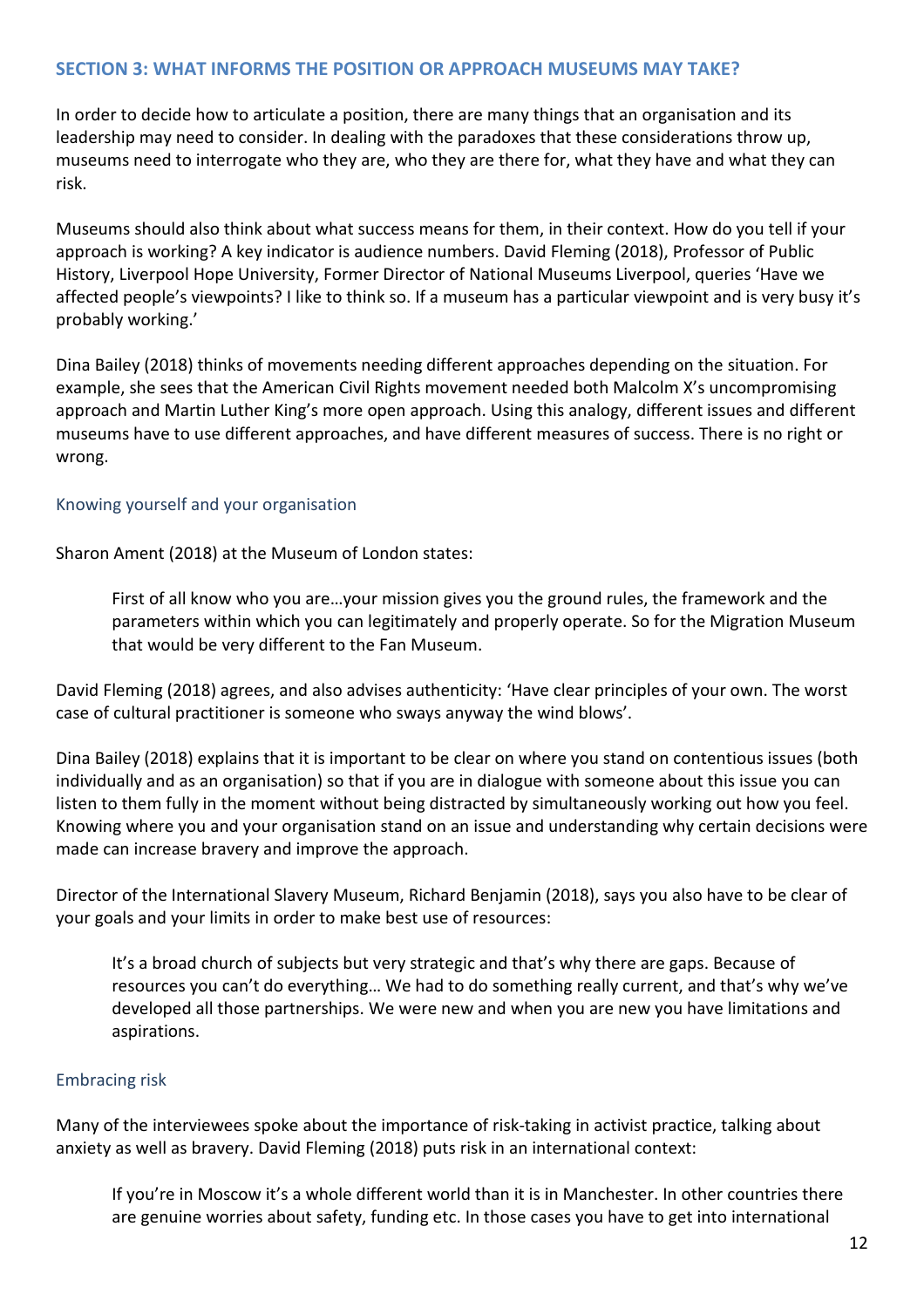## SECTION 3: WHAT INFORMS THE POSITION OR APPROACH MUSEUMS MAY TAKE?

In order to decide how to articulate a position, there are many things that an organisation and its leadership may need to consider. In dealing with the paradoxes that these considerations throw up, museums need to interrogate who they are, who they are there for, what they have and what they can risk.

Museums should also think about what success means for them, in their context. How do you tell if your approach is working? A key indicator is audience numbers. David Fleming (2018), Professor of Public History, Liverpool Hope University, Former Director of National Museums Liverpool, queries 'Have we affected people's viewpoints? I like to think so. If a museum has a particular viewpoint and is very busy it's probably working.'

Dina Bailey (2018) thinks of movements needing different approaches depending on the situation. For example, she sees that the American Civil Rights movement needed both Malcolm X's uncompromising approach and Martin Luther King's more open approach. Using this analogy, different issues and different museums have to use different approaches, and have different measures of success. There is no right or wrong.

### Knowing yourself and your organisation

Sharon Ament (2018) at the Museum of London states:

> First of all know who you are…your mission gives you the ground rules, the framework and the parameters within which you can legitimately and properly operate. So for the Migration Museum that would be very different to the Fan Museum.

David Fleming (2018) agrees, and also advises authenticity: 'Have clear principles of your own. The worst case of cultural practitioner is someone who sways anyway the wind blows'.

Dina Bailey (2018) explains that it is important to be clear on where you stand on contentious issues (both individually and as an organisation) so that if you are in dialogue with someone about this issue you can listen to them fully in the moment without being distracted by simultaneously working out how you feel. Knowing where you and your organisation stand on an issue and understanding why certain decisions were made can increase bravery and improve the approach.

Director of the International Slavery Museum, Richard Benjamin (2018), says you also have to be clear of your goals and your limits in order to make best use of resources:

> It's a broad church of subjects but very strategic and that's why there are gaps. Because of resources you can't do everything… We had to do something really current, and that's why we've developed all those partnerships. We were new and when you are new you have limitations and aspirations.

### Embracing risk

Many of the interviewees spoke about the importance of risk-taking in activist practice, talking about anxiety as well as bravery. David Fleming (2018) puts risk in an international context:

> If you're in Moscow it's a whole different world than it is in Manchester. In other countries there are genuine worries about safety, funding etc. In those cases you have to get into international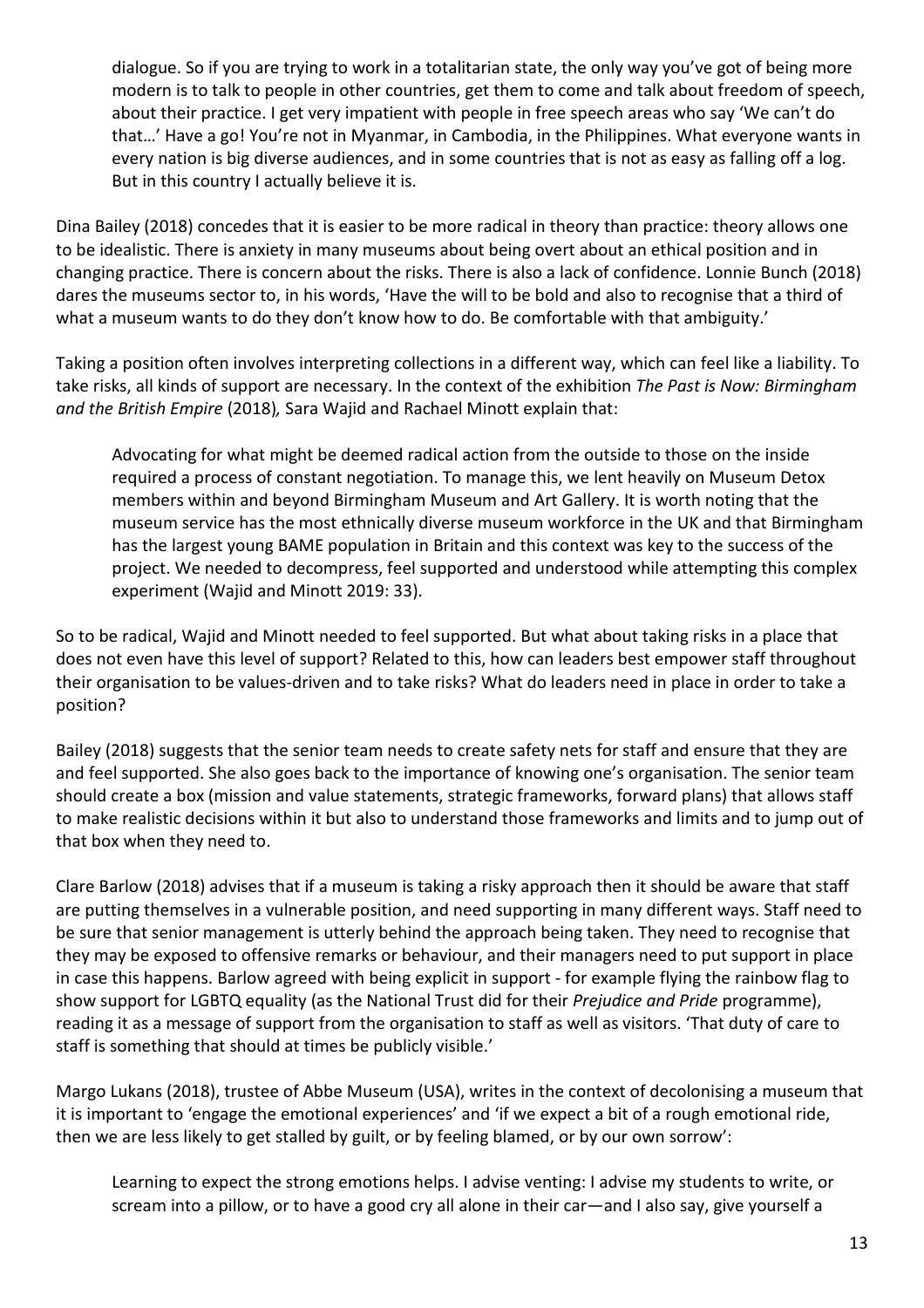dialogue. So if you are trying to work in a totalitarian state, the only way you've got of being more modern is to talk to people in other countries, get them to come and talk about freedom of speech, about their practice. I get very impatient with people in free speech areas who say 'We can't do that…' Have a go! You're not in Myanmar, in Cambodia, in the Philippines. What everyone wants in every nation is big diverse audiences, and in some countries that is not as easy as falling off a log. But in this country I actually believe it is.

Dina Bailey (2018) concedes that it is easier to be more radical in theory than practice: theory allows one to be idealistic. There is anxiety in many museums about being overt about an ethical position and in changing practice. There is concern about the risks. There is also a lack of confidence. Lonnie Bunch (2018) dares the museums sector to, in his words, 'Have the will to be bold and also to recognise that a third of what a museum wants to do they don't know how to do. Be comfortable with that ambiguity.'

Taking a position often involves interpreting collections in a different way, which can feel like a liability. To take risks, all kinds of support are necessary. In the context of the exhibition *The Past is Now: Birmingham and the British Empire* (2018), Sara Wajid and Rachael Minott explain that:

> Advocating for what might be deemed radical action from the outside to those on the inside required a process of constant negotiation. To manage this, we lent heavily on Museum Detox members within and beyond Birmingham Museum and Art Gallery. It is worth noting that the museum service has the most ethnically diverse museum workforce in the UK and that Birmingham has the largest young BAME population in Britain and this context was key to the success of the project. We needed to decompress, feel supported and understood while attempting this complex experiment (Wajid and Minott 2019: 33).

So to be radical, Wajid and Minott needed to feel supported. But what about taking risks in a place that does not even have this level of support? Related to this, how can leaders best empower staff throughout their organisation to be values-driven and to take risks? What do leaders need in place in order to take a position?

Bailey (2018) suggests that the senior team needs to create safety nets for staff and ensure that they are and feel supported. She also goes back to the importance of knowing one's organisation. The senior team should create a box (mission and value statements, strategic frameworks, forward plans) that allows staff to make realistic decisions within it but also to understand those frameworks and limits and to jump out of that box when they need to.

Clare Barlow (2018) advises that if a museum is taking a risky approach then it should be aware that staff are putting themselves in a vulnerable position, and need supporting in many different ways. Staff need to be sure that senior management is utterly behind the approach being taken. They need to recognise that they may be exposed to offensive remarks or behaviour, and their managers need to put support in place in case this happens. Barlow agreed with being explicit in support - for example flying the rainbow flag to show support for LGBTQ equality (as the National Trust did for their *Prejudice and Pride* programme), reading it as a message of support from the organisation to staff as well as visitors. 'That duty of care to staff is something that should at times be publicly visible.'

Margo Lukans (2018), trustee of Abbe Museum (USA), writes in the context of decolonising a museum that it is important to 'engage the emotional experiences' and 'if we expect a bit of a rough emotional ride, then we are less likely to get stalled by guilt, or by feeling blamed, or by our own sorrow':

> Learning to expect the strong emotions helps. I advise venting: I advise my students to write, or scream into a pillow, or to have a good cry all alone in their car—and I also say, give yourself a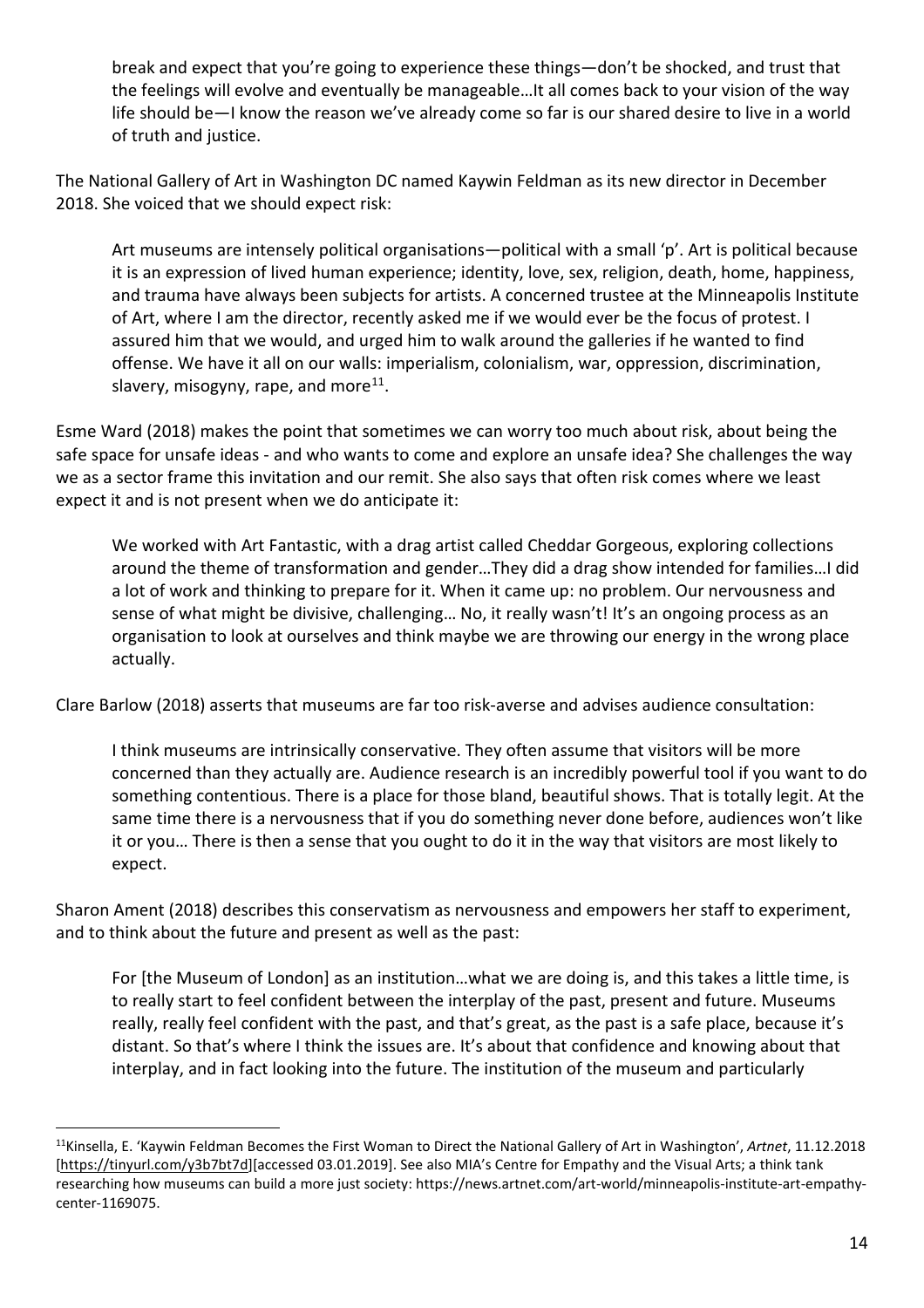> break and expect that you're going to experience these things—don't be shocked, and trust that the feelings will evolve and eventually be manageable…It all comes back to your vision of the way life should be—I know the reason we've already come so far is our shared desire to live in a world of truth and justice.

The National Gallery of Art in Washington DC named Kaywin Feldman as its new director in December 2018. She voiced that we should expect risk:

> Art museums are intensely political organisations—political with a small 'p'. Art is political because it is an expression of lived human experience; identity, love, sex, religion, death, home, happiness, and trauma have always been subjects for artists. A concerned trustee at the Minneapolis Institute of Art, where I am the director, recently asked me if we would ever be the focus of protest. I assured him that we would, and urged him to walk around the galleries if he wanted to find offense. We have it all on our walls: imperialism, colonialism, war, oppression, discrimination, slavery, misogyny, rape, and more[11].

Esme Ward (2018) makes the point that sometimes we can worry too much about risk, about being the safe space for unsafe ideas - and who wants to come and explore an unsafe idea? She challenges the way we as a sector frame this invitation and our remit. She also says that often risk comes where we least expect it and is not present when we do anticipate it:

> We worked with Art Fantastic, with a drag artist called Cheddar Gorgeous, exploring collections around the theme of transformation and gender…They did a drag show intended for families…I did a lot of work and thinking to prepare for it. When it came up: no problem. Our nervousness and sense of what might be divisive, challenging… No, it really wasn't! It's an ongoing process as an organisation to look at ourselves and think maybe we are throwing our energy in the wrong place actually.

Clare Barlow (2018) asserts that museums are far too risk-averse and advises audience consultation:

> I think museums are intrinsically conservative. They often assume that visitors will be more concerned than they actually are. Audience research is an incredibly powerful tool if you want to do something contentious. There is a place for those bland, beautiful shows. That is totally legit. At the same time there is a nervousness that if you do something never done before, audiences won't like it or you… There is then a sense that you ought to do it in the way that visitors are most likely to expect.

Sharon Ament (2018) describes this conservatism as nervousness and empowers her staff to experiment, and to think about the future and present as well as the past:

> For [the Museum of London] as an institution…what we are doing is, and this takes a little time, is to really start to feel confident between the interplay of the past, present and future. Museums really, really feel confident with the past, and that's great, as the past is a safe place, because it's distant. So that's where I think the issues are. It's about that confidence and knowing about that interplay, and in fact looking into the future. The institution of the museum and particularly

---

[11] Kinsella, E. 'Kaywin Feldman Becomes the First Woman to Direct the National Gallery of Art in Washington', *Artnet*, 11.12.2018 [https://tinyurl.com/y3b7bt7d][accessed 03.01.2019]. See also MIA's Centre for Empathy and the Visual Arts; a think tank researching how museums can build a more just society: https://news.artnet.com/art-world/minneapolis-institute-art-empathy-center-1169075.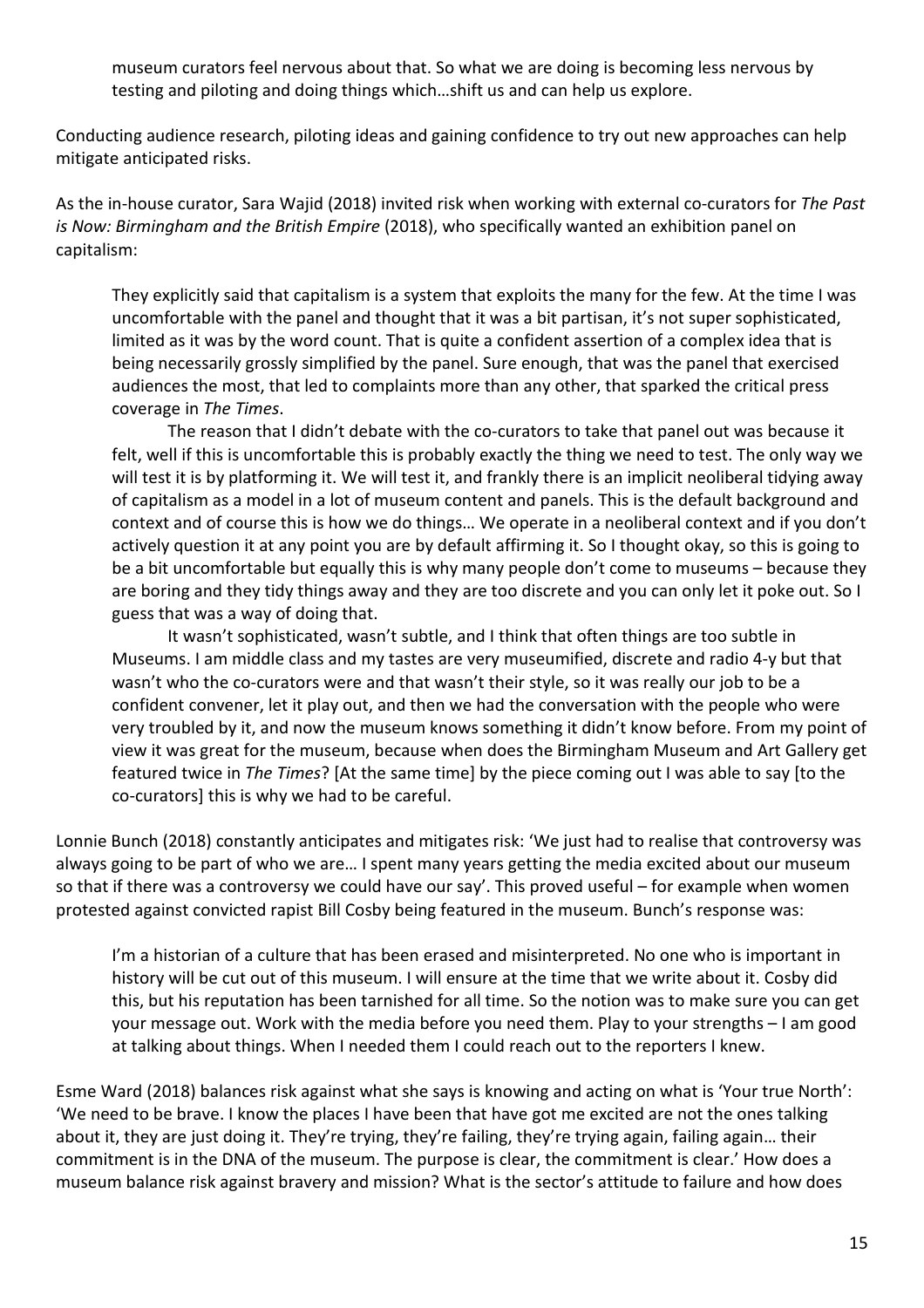museum curators feel nervous about that. So what we are doing is becoming less nervous by testing and piloting and doing things which…shift us and can help us explore.

Conducting audience research, piloting ideas and gaining confidence to try out new approaches can help mitigate anticipated risks.

As the in-house curator, Sara Wajid (2018) invited risk when working with external co-curators for *The Past is Now: Birmingham and the British Empire* (2018), who specifically wanted an exhibition panel on capitalism:

> They explicitly said that capitalism is a system that exploits the many for the few. At the time I was uncomfortable with the panel and thought that it was a bit partisan, it's not super sophisticated, limited as it was by the word count. That is quite a confident assertion of a complex idea that is being necessarily grossly simplified by the panel. Sure enough, that was the panel that exercised audiences the most, that led to complaints more than any other, that sparked the critical press coverage in *The Times*.
>
> The reason that I didn't debate with the co-curators to take that panel out was because it felt, well if this is uncomfortable this is probably exactly the thing we need to test. The only way we will test it is by platforming it. We will test it, and frankly there is an implicit neoliberal tidying away of capitalism as a model in a lot of museum content and panels. This is the default background and context and of course this is how we do things… We operate in a neoliberal context and if you don't actively question it at any point you are by default affirming it. So I thought okay, so this is going to be a bit uncomfortable but equally this is why many people don't come to museums – because they are boring and they tidy things away and they are too discrete and you can only let it poke out. So I guess that was a way of doing that.
>
> It wasn't sophisticated, wasn't subtle, and I think that often things are too subtle in Museums. I am middle class and my tastes are very museumified, discrete and radio 4-y but that wasn't who the co-curators were and that wasn't their style, so it was really our job to be a confident convener, let it play out, and then we had the conversation with the people who were very troubled by it, and now the museum knows something it didn't know before. From my point of view it was great for the museum, because when does the Birmingham Museum and Art Gallery get featured twice in *The Times*? [At the same time] by the piece coming out I was able to say [to the co-curators] this is why we had to be careful.

Lonnie Bunch (2018) constantly anticipates and mitigates risk: 'We just had to realise that controversy was always going to be part of who we are… I spent many years getting the media excited about our museum so that if there was a controversy we could have our say'. This proved useful – for example when women protested against convicted rapist Bill Cosby being featured in the museum. Bunch's response was:

> I'm a historian of a culture that has been erased and misinterpreted. No one who is important in history will be cut out of this museum. I will ensure at the time that we write about it. Cosby did this, but his reputation has been tarnished for all time. So the notion was to make sure you can get your message out. Work with the media before you need them. Play to your strengths – I am good at talking about things. When I needed them I could reach out to the reporters I knew.

Esme Ward (2018) balances risk against what she says is knowing and acting on what is 'Your true North': 'We need to be brave. I know the places I have been that have got me excited are not the ones talking about it, they are just doing it. They're trying, they're failing, they're trying again, failing again… their commitment is in the DNA of the museum. The purpose is clear, the commitment is clear.' How does a museum balance risk against bravery and mission? What is the sector's attitude to failure and how does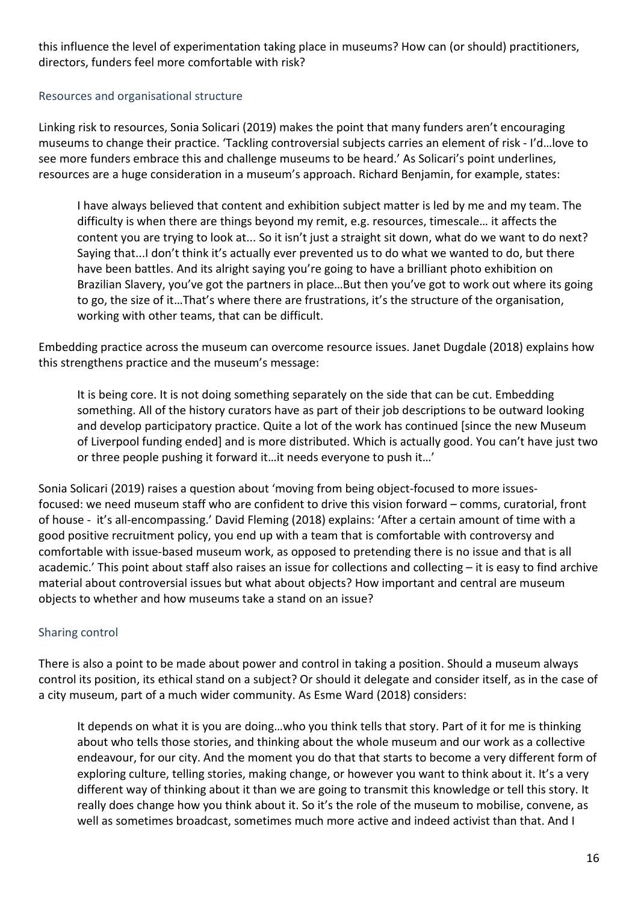this influence the level of experimentation taking place in museums? How can (or should) practitioners, directors, funders feel more comfortable with risk?

### Resources and organisational structure

Linking risk to resources, Sonia Solicari (2019) makes the point that many funders aren't encouraging museums to change their practice. 'Tackling controversial subjects carries an element of risk - I'd…love to see more funders embrace this and challenge museums to be heard.' As Solicari's point underlines, resources are a huge consideration in a museum's approach. Richard Benjamin, for example, states:

> I have always believed that content and exhibition subject matter is led by me and my team. The difficulty is when there are things beyond my remit, e.g. resources, timescale… it affects the content you are trying to look at... So it isn't just a straight sit down, what do we want to do next? Saying that...I don't think it's actually ever prevented us to do what we wanted to do, but there have been battles. And its alright saying you're going to have a brilliant photo exhibition on Brazilian Slavery, you've got the partners in place…But then you've got to work out where its going to go, the size of it…That's where there are frustrations, it's the structure of the organisation, working with other teams, that can be difficult.

Embedding practice across the museum can overcome resource issues. Janet Dugdale (2018) explains how this strengthens practice and the museum's message:

> It is being core. It is not doing something separately on the side that can be cut. Embedding something. All of the history curators have as part of their job descriptions to be outward looking and develop participatory practice. Quite a lot of the work has continued [since the new Museum of Liverpool funding ended] and is more distributed. Which is actually good. You can't have just two or three people pushing it forward it…it needs everyone to push it…'

Sonia Solicari (2019) raises a question about 'moving from being object-focused to more issues-focused: we need museum staff who are confident to drive this vision forward – comms, curatorial, front of house - it's all-encompassing.' David Fleming (2018) explains: 'After a certain amount of time with a good positive recruitment policy, you end up with a team that is comfortable with controversy and comfortable with issue-based museum work, as opposed to pretending there is no issue and that is all academic.' This point about staff also raises an issue for collections and collecting – it is easy to find archive material about controversial issues but what about objects? How important and central are museum objects to whether and how museums take a stand on an issue?

### Sharing control

There is also a point to be made about power and control in taking a position. Should a museum always control its position, its ethical stand on a subject? Or should it delegate and consider itself, as in the case of a city museum, part of a much wider community. As Esme Ward (2018) considers:

> It depends on what it is you are doing…who you think tells that story. Part of it for me is thinking about who tells those stories, and thinking about the whole museum and our work as a collective endeavour, for our city. And the moment you do that that starts to become a very different form of exploring culture, telling stories, making change, or however you want to think about it. It's a very different way of thinking about it than we are going to transmit this knowledge or tell this story. It really does change how you think about it. So it's the role of the museum to mobilise, convene, as well as sometimes broadcast, sometimes much more active and indeed activist than that. And I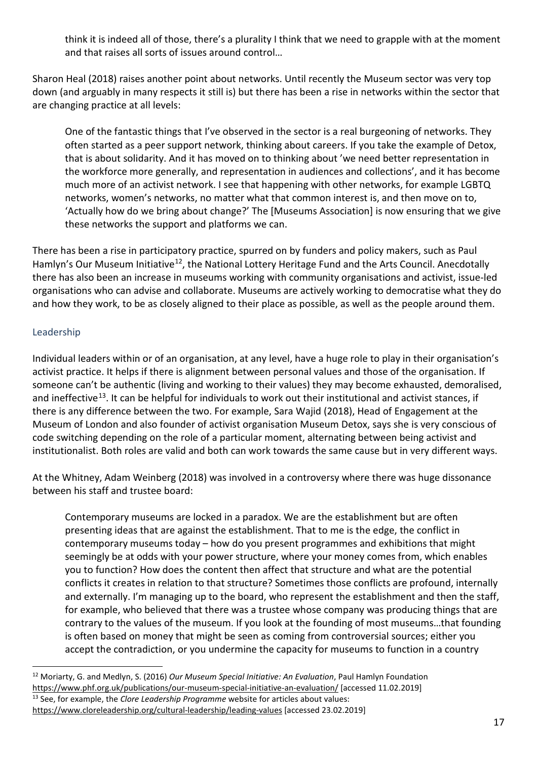> think it is indeed all of those, there's a plurality I think that we need to grapple with at the moment and that raises all sorts of issues around control…

Sharon Heal (2018) raises another point about networks. Until recently the Museum sector was very top down (and arguably in many respects it still is) but there has been a rise in networks within the sector that are changing practice at all levels:

> One of the fantastic things that I've observed in the sector is a real burgeoning of networks. They often started as a peer support network, thinking about careers. If you take the example of Detox, that is about solidarity. And it has moved on to thinking about 'we need better representation in the workforce more generally, and representation in audiences and collections', and it has become much more of an activist network. I see that happening with other networks, for example LGBTQ networks, women's networks, no matter what that common interest is, and then move on to, 'Actually how do we bring about change?' The [Museums Association] is now ensuring that we give these networks the support and platforms we can.

There has been a rise in participatory practice, spurred on by funders and policy makers, such as Paul Hamlyn's Our Museum Initiative[12], the National Lottery Heritage Fund and the Arts Council. Anecdotally there has also been an increase in museums working with community organisations and activist, issue-led organisations who can advise and collaborate. Museums are actively working to democratise what they do and how they work, to be as closely aligned to their place as possible, as well as the people around them.

## Leadership

Individual leaders within or of an organisation, at any level, have a huge role to play in their organisation's activist practice. It helps if there is alignment between personal values and those of the organisation. If someone can't be authentic (living and working to their values) they may become exhausted, demoralised, and ineffective[13]. It can be helpful for individuals to work out their institutional and activist stances, if there is any difference between the two. For example, Sara Wajid (2018), Head of Engagement at the Museum of London and also founder of activist organisation Museum Detox, says she is very conscious of code switching depending on the role of a particular moment, alternating between being activist and institutionalist. Both roles are valid and both can work towards the same cause but in very different ways.

At the Whitney, Adam Weinberg (2018) was involved in a controversy where there was huge dissonance between his staff and trustee board:

> Contemporary museums are locked in a paradox. We are the establishment but are often presenting ideas that are against the establishment. That to me is the edge, the conflict in contemporary museums today – how do you present programmes and exhibitions that might seemingly be at odds with your power structure, where your money comes from, which enables you to function? How does the content then affect that structure and what are the potential conflicts it creates in relation to that structure? Sometimes those conflicts are profound, internally and externally. I'm managing up to the board, who represent the establishment and then the staff, for example, who believed that there was a trustee whose company was producing things that are contrary to the values of the museum. If you look at the founding of most museums…that founding is often based on money that might be seen as coming from controversial sources; either you accept the contradiction, or you undermine the capacity for museums to function in a country

---

[12] Moriarty, G. and Medlyn, S. (2016) *Our Museum Special Initiative: An Evaluation*, Paul Hamlyn Foundation https://www.phf.org.uk/publications/our-museum-special-initiative-an-evaluation/ [accessed 11.02.2019]

[13] See, for example, the *Clore Leadership Programme* website for articles about values: https://www.cloreleadership.org/cultural-leadership/leading-values [accessed 23.02.2019]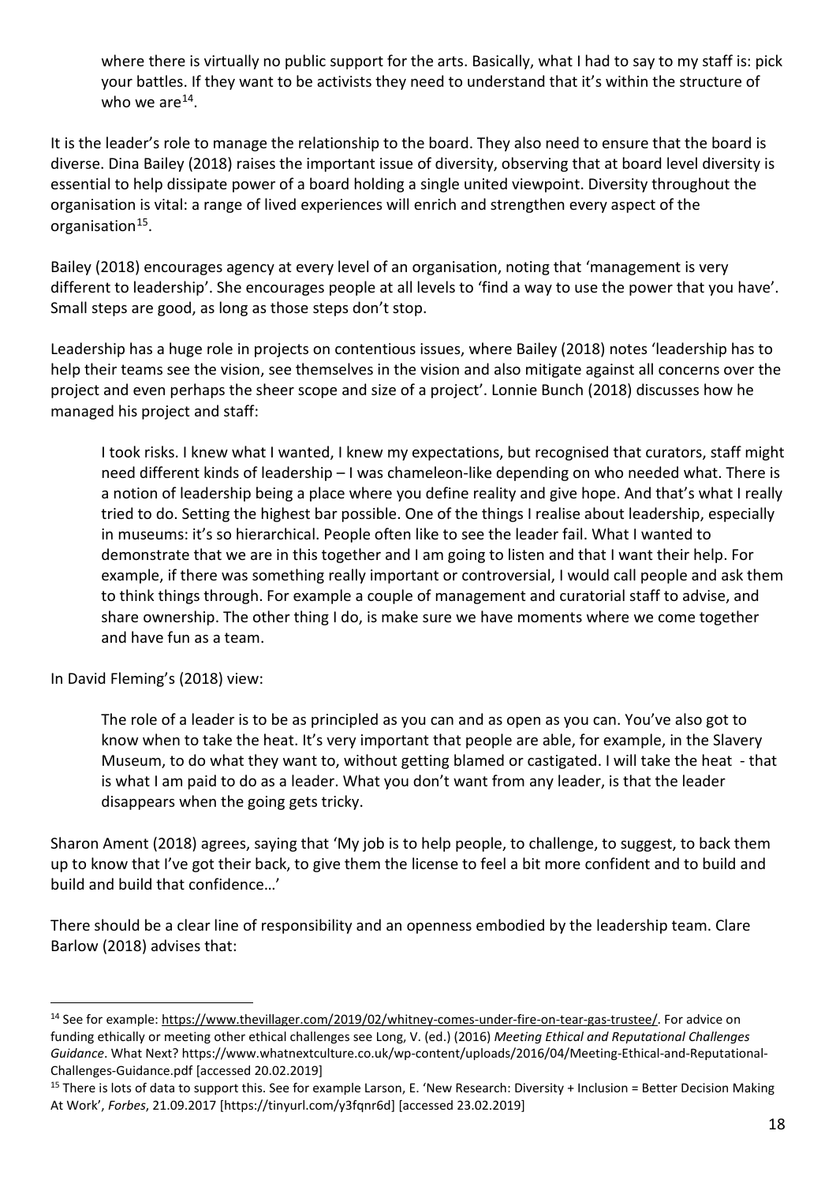> where there is virtually no public support for the arts. Basically, what I had to say to my staff is: pick your battles. If they want to be activists they need to understand that it's within the structure of who we are[14].

It is the leader's role to manage the relationship to the board. They also need to ensure that the board is diverse. Dina Bailey (2018) raises the important issue of diversity, observing that at board level diversity is essential to help dissipate power of a board holding a single united viewpoint. Diversity throughout the organisation is vital: a range of lived experiences will enrich and strengthen every aspect of the organisation[15].

Bailey (2018) encourages agency at every level of an organisation, noting that 'management is very different to leadership'. She encourages people at all levels to 'find a way to use the power that you have'. Small steps are good, as long as those steps don't stop.

Leadership has a huge role in projects on contentious issues, where Bailey (2018) notes 'leadership has to help their teams see the vision, see themselves in the vision and also mitigate against all concerns over the project and even perhaps the sheer scope and size of a project'. Lonnie Bunch (2018) discusses how he managed his project and staff:

> I took risks. I knew what I wanted, I knew my expectations, but recognised that curators, staff might need different kinds of leadership – I was chameleon-like depending on who needed what. There is a notion of leadership being a place where you define reality and give hope. And that's what I really tried to do. Setting the highest bar possible. One of the things I realise about leadership, especially in museums: it's so hierarchical. People often like to see the leader fail. What I wanted to demonstrate that we are in this together and I am going to listen and that I want their help. For example, if there was something really important or controversial, I would call people and ask them to think things through. For example a couple of management and curatorial staff to advise, and share ownership. The other thing I do, is make sure we have moments where we come together and have fun as a team.

In David Fleming's (2018) view:

> The role of a leader is to be as principled as you can and as open as you can. You've also got to know when to take the heat. It's very important that people are able, for example, in the Slavery Museum, to do what they want to, without getting blamed or castigated. I will take the heat - that is what I am paid to do as a leader. What you don't want from any leader, is that the leader disappears when the going gets tricky.

Sharon Ament (2018) agrees, saying that 'My job is to help people, to challenge, to suggest, to back them up to know that I've got their back, to give them the license to feel a bit more confident and to build and build and build that confidence…'

There should be a clear line of responsibility and an openness embodied by the leadership team. Clare Barlow (2018) advises that:

---

[14] See for example: https://www.thevillager.com/2019/02/whitney-comes-under-fire-on-tear-gas-trustee/. For advice on funding ethically or meeting other ethical challenges see Long, V. (ed.) (2016) *Meeting Ethical and Reputational Challenges Guidance*. What Next? https://www.whatnextculture.co.uk/wp-content/uploads/2016/04/Meeting-Ethical-and-Reputational-Challenges-Guidance.pdf [accessed 20.02.2019]

[15] There is lots of data to support this. See for example Larson, E. 'New Research: Diversity + Inclusion = Better Decision Making At Work', *Forbes*, 21.09.2017 [https://tinyurl.com/y3fqnr6d] [accessed 23.02.2019]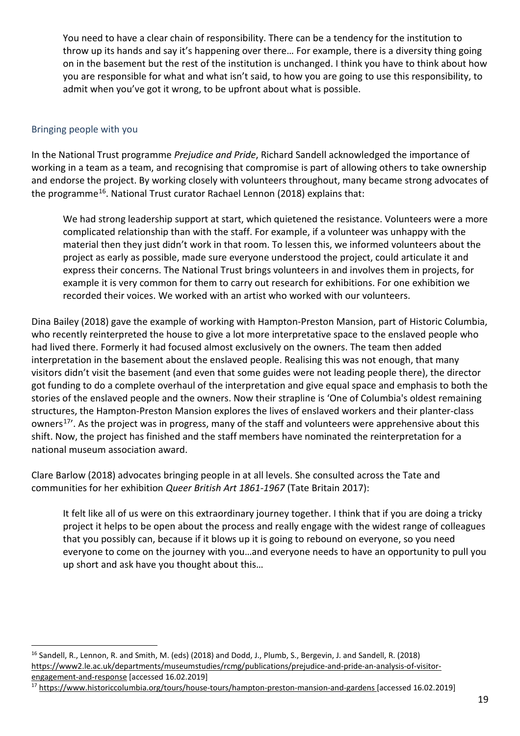> You need to have a clear chain of responsibility. There can be a tendency for the institution to throw up its hands and say it's happening over there… For example, there is a diversity thing going on in the basement but the rest of the institution is unchanged. I think you have to think about how you are responsible for what and what isn't said, to how you are going to use this responsibility, to admit when you've got it wrong, to be upfront about what is possible.

### Bringing people with you

In the National Trust programme *Prejudice and Pride*, Richard Sandell acknowledged the importance of working in a team as a team, and recognising that compromise is part of allowing others to take ownership and endorse the project. By working closely with volunteers throughout, many became strong advocates of the programme[16]. National Trust curator Rachael Lennon (2018) explains that:

> We had strong leadership support at start, which quietened the resistance. Volunteers were a more complicated relationship than with the staff. For example, if a volunteer was unhappy with the material then they just didn't work in that room. To lessen this, we informed volunteers about the project as early as possible, made sure everyone understood the project, could articulate it and express their concerns. The National Trust brings volunteers in and involves them in projects, for example it is very common for them to carry out research for exhibitions. For one exhibition we recorded their voices. We worked with an artist who worked with our volunteers.

Dina Bailey (2018) gave the example of working with Hampton-Preston Mansion, part of Historic Columbia, who recently reinterpreted the house to give a lot more interpretative space to the enslaved people who had lived there. Formerly it had focused almost exclusively on the owners. The team then added interpretation in the basement about the enslaved people. Realising this was not enough, that many visitors didn't visit the basement (and even that some guides were not leading people there), the director got funding to do a complete overhaul of the interpretation and give equal space and emphasis to both the stories of the enslaved people and the owners. Now their strapline is 'One of Columbia's oldest remaining structures, the Hampton-Preston Mansion explores the lives of enslaved workers and their planter-class owners[17]'. As the project was in progress, many of the staff and volunteers were apprehensive about this shift. Now, the project has finished and the staff members have nominated the reinterpretation for a national museum association award.

Clare Barlow (2018) advocates bringing people in at all levels. She consulted across the Tate and communities for her exhibition *Queer British Art 1861-1967* (Tate Britain 2017):

> It felt like all of us were on this extraordinary journey together. I think that if you are doing a tricky project it helps to be open about the process and really engage with the widest range of colleagues that you possibly can, because if it blows up it is going to rebound on everyone, so you need everyone to come on the journey with you…and everyone needs to have an opportunity to pull you up short and ask have you thought about this…

---

[16] Sandell, R., Lennon, R. and Smith, M. (eds) (2018) and Dodd, J., Plumb, S., Bergevin, J. and Sandell, R. (2018) https://www2.le.ac.uk/departments/museumstudies/rcmg/publications/prejudice-and-pride-an-analysis-of-visitor-engagement-and-response [accessed 16.02.2019]

[17] https://www.historiccolumbia.org/tours/house-tours/hampton-preston-mansion-and-gardens [accessed 16.02.2019]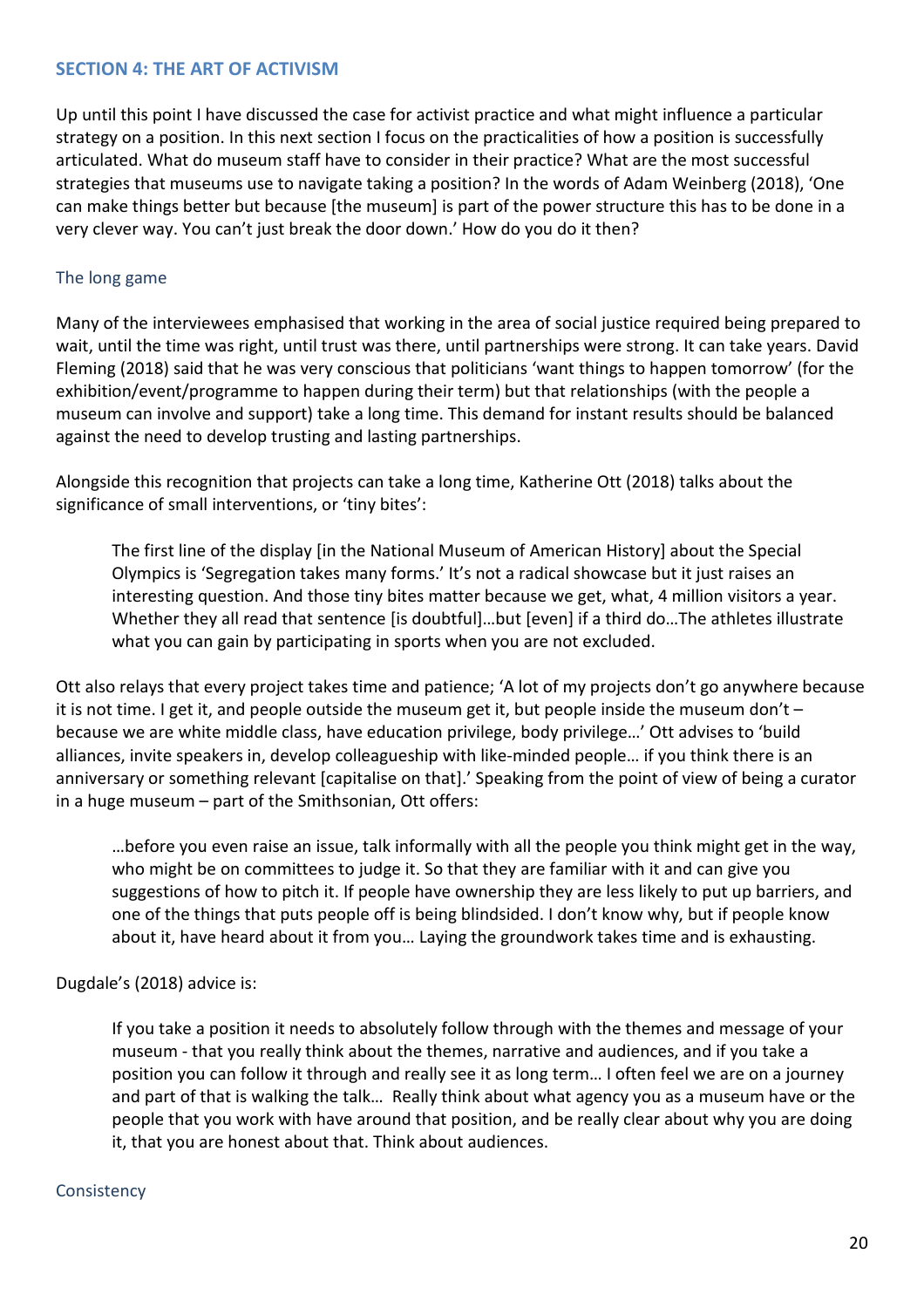## SECTION 4: THE ART OF ACTIVISM

Up until this point I have discussed the case for activist practice and what might influence a particular strategy on a position. In this next section I focus on the practicalities of how a position is successfully articulated. What do museum staff have to consider in their practice? What are the most successful strategies that museums use to navigate taking a position? In the words of Adam Weinberg (2018), 'One can make things better but because [the museum] is part of the power structure this has to be done in a very clever way. You can't just break the door down.' How do you do it then?

### The long game

Many of the interviewees emphasised that working in the area of social justice required being prepared to wait, until the time was right, until trust was there, until partnerships were strong. It can take years. David Fleming (2018) said that he was very conscious that politicians 'want things to happen tomorrow' (for the exhibition/event/programme to happen during their term) but that relationships (with the people a museum can involve and support) take a long time. This demand for instant results should be balanced against the need to develop trusting and lasting partnerships.

Alongside this recognition that projects can take a long time, Katherine Ott (2018) talks about the significance of small interventions, or 'tiny bites':

> The first line of the display [in the National Museum of American History] about the Special Olympics is 'Segregation takes many forms.' It's not a radical showcase but it just raises an interesting question. And those tiny bites matter because we get, what, 4 million visitors a year. Whether they all read that sentence [is doubtful]…but [even] if a third do…The athletes illustrate what you can gain by participating in sports when you are not excluded.

Ott also relays that every project takes time and patience; 'A lot of my projects don't go anywhere because it is not time. I get it, and people outside the museum get it, but people inside the museum don't – because we are white middle class, have education privilege, body privilege…' Ott advises to 'build alliances, invite speakers in, develop colleagueship with like-minded people… if you think there is an anniversary or something relevant [capitalise on that].' Speaking from the point of view of being a curator in a huge museum – part of the Smithsonian, Ott offers:

> …before you even raise an issue, talk informally with all the people you think might get in the way, who might be on committees to judge it. So that they are familiar with it and can give you suggestions of how to pitch it. If people have ownership they are less likely to put up barriers, and one of the things that puts people off is being blindsided. I don't know why, but if people know about it, have heard about it from you… Laying the groundwork takes time and is exhausting.

Dugdale's (2018) advice is:

> If you take a position it needs to absolutely follow through with the themes and message of your museum - that you really think about the themes, narrative and audiences, and if you take a position you can follow it through and really see it as long term… I often feel we are on a journey and part of that is walking the talk… Really think about what agency you as a museum have or the people that you work with have around that position, and be really clear about why you are doing it, that you are honest about that. Think about audiences.

### Consistency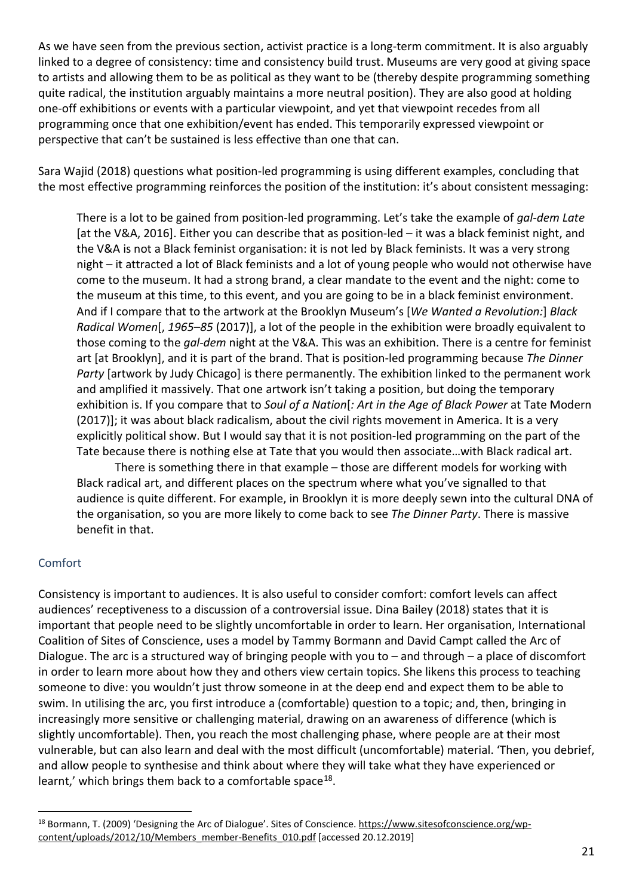As we have seen from the previous section, activist practice is a long-term commitment. It is also arguably linked to a degree of consistency: time and consistency build trust. Museums are very good at giving space to artists and allowing them to be as political as they want to be (thereby despite programming something quite radical, the institution arguably maintains a more neutral position). They are also good at holding one-off exhibitions or events with a particular viewpoint, and yet that viewpoint recedes from all programming once that one exhibition/event has ended. This temporarily expressed viewpoint or perspective that can't be sustained is less effective than one that can.

Sara Wajid (2018) questions what position-led programming is using different examples, concluding that the most effective programming reinforces the position of the institution: it's about consistent messaging:

> There is a lot to be gained from position-led programming. Let's take the example of *gal-dem Late* [at the V&A, 2016]. Either you can describe that as position-led – it was a black feminist night, and the V&A is not a Black feminist organisation: it is not led by Black feminists. It was a very strong night – it attracted a lot of Black feminists and a lot of young people who would not otherwise have come to the museum. It had a strong brand, a clear mandate to the event and the night: come to the museum at this time, to this event, and you are going to be in a black feminist environment. And if I compare that to the artwork at the Brooklyn Museum's [*We Wanted a Revolution:*] *Black Radical Women*[, *1965–85* (2017)], a lot of the people in the exhibition were broadly equivalent to those coming to the *gal-dem* night at the V&A. This was an exhibition. There is a centre for feminist art [at Brooklyn], and it is part of the brand. That is position-led programming because *The Dinner Party* [artwork by Judy Chicago] is there permanently. The exhibition linked to the permanent work and amplified it massively. That one artwork isn't taking a position, but doing the temporary exhibition is. If you compare that to *Soul of a Nation*[*: Art in the Age of Black Power* at Tate Modern (2017)]; it was about black radicalism, about the civil rights movement in America. It is a very explicitly political show. But I would say that it is not position-led programming on the part of the Tate because there is nothing else at Tate that you would then associate…with Black radical art.
>
> There is something there in that example – those are different models for working with Black radical art, and different places on the spectrum where what you've signalled to that audience is quite different. For example, in Brooklyn it is more deeply sewn into the cultural DNA of the organisation, so you are more likely to come back to see *The Dinner Party*. There is massive benefit in that.

## Comfort

Consistency is important to audiences. It is also useful to consider comfort: comfort levels can affect audiences' receptiveness to a discussion of a controversial issue. Dina Bailey (2018) states that it is important that people need to be slightly uncomfortable in order to learn. Her organisation, International Coalition of Sites of Conscience, uses a model by Tammy Bormann and David Campt called the Arc of Dialogue. The arc is a structured way of bringing people with you to – and through – a place of discomfort in order to learn more about how they and others view certain topics. She likens this process to teaching someone to dive: you wouldn't just throw someone in at the deep end and expect them to be able to swim. In utilising the arc, you first introduce a (comfortable) question to a topic; and, then, bringing in increasingly more sensitive or challenging material, drawing on an awareness of difference (which is slightly uncomfortable). Then, you reach the most challenging phase, where people are at their most vulnerable, but can also learn and deal with the most difficult (uncomfortable) material. 'Then, you debrief, and allow people to synthesise and think about where they will take what they have experienced or learnt,' which brings them back to a comfortable space[18].

---

[18] Bormann, T. (2009) 'Designing the Arc of Dialogue'. Sites of Conscience. https://www.sitesofconscience.org/wp-content/uploads/2012/10/Members_member-Benefits_010.pdf [accessed 20.12.2019]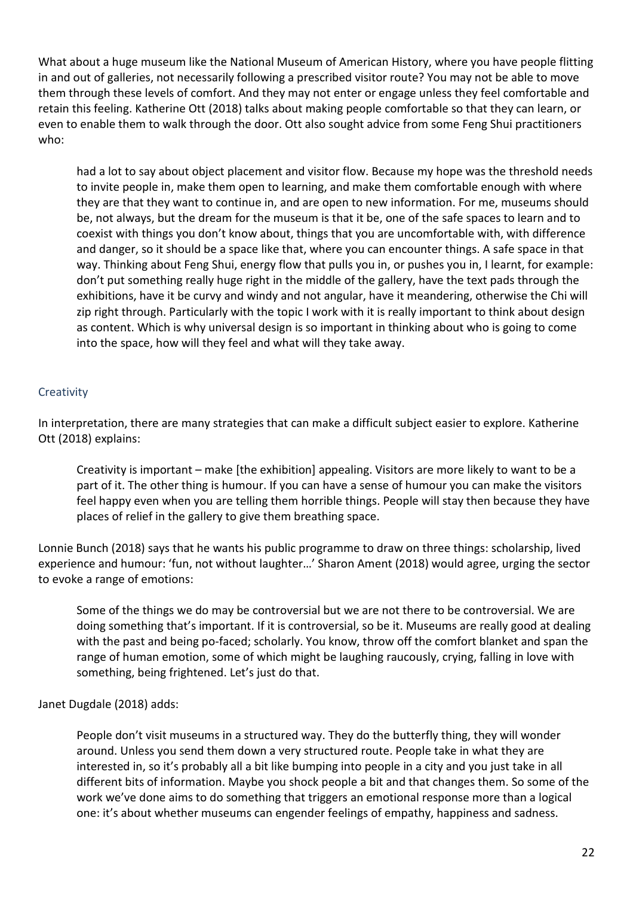What about a huge museum like the National Museum of American History, where you have people flitting in and out of galleries, not necessarily following a prescribed visitor route? You may not be able to move them through these levels of comfort. And they may not enter or engage unless they feel comfortable and retain this feeling. Katherine Ott (2018) talks about making people comfortable so that they can learn, or even to enable them to walk through the door. Ott also sought advice from some Feng Shui practitioners who:

> had a lot to say about object placement and visitor flow. Because my hope was the threshold needs to invite people in, make them open to learning, and make them comfortable enough with where they are that they want to continue in, and are open to new information. For me, museums should be, not always, but the dream for the museum is that it be, one of the safe spaces to learn and to coexist with things you don't know about, things that you are uncomfortable with, with difference and danger, so it should be a space like that, where you can encounter things. A safe space in that way. Thinking about Feng Shui, energy flow that pulls you in, or pushes you in, I learnt, for example: don't put something really huge right in the middle of the gallery, have the text pads through the exhibitions, have it be curvy and windy and not angular, have it meandering, otherwise the Chi will zip right through. Particularly with the topic I work with it is really important to think about design as content. Which is why universal design is so important in thinking about who is going to come into the space, how will they feel and what will they take away.

### Creativity

In interpretation, there are many strategies that can make a difficult subject easier to explore. Katherine Ott (2018) explains:

> Creativity is important – make [the exhibition] appealing. Visitors are more likely to want to be a part of it. The other thing is humour. If you can have a sense of humour you can make the visitors feel happy even when you are telling them horrible things. People will stay then because they have places of relief in the gallery to give them breathing space.

Lonnie Bunch (2018) says that he wants his public programme to draw on three things: scholarship, lived experience and humour: 'fun, not without laughter…' Sharon Ament (2018) would agree, urging the sector to evoke a range of emotions:

> Some of the things we do may be controversial but we are not there to be controversial. We are doing something that's important. If it is controversial, so be it. Museums are really good at dealing with the past and being po-faced; scholarly. You know, throw off the comfort blanket and span the range of human emotion, some of which might be laughing raucously, crying, falling in love with something, being frightened. Let's just do that.

Janet Dugdale (2018) adds:

> People don't visit museums in a structured way. They do the butterfly thing, they will wonder around. Unless you send them down a very structured route. People take in what they are interested in, so it's probably all a bit like bumping into people in a city and you just take in all different bits of information. Maybe you shock people a bit and that changes them. So some of the work we've done aims to do something that triggers an emotional response more than a logical one: it's about whether museums can engender feelings of empathy, happiness and sadness.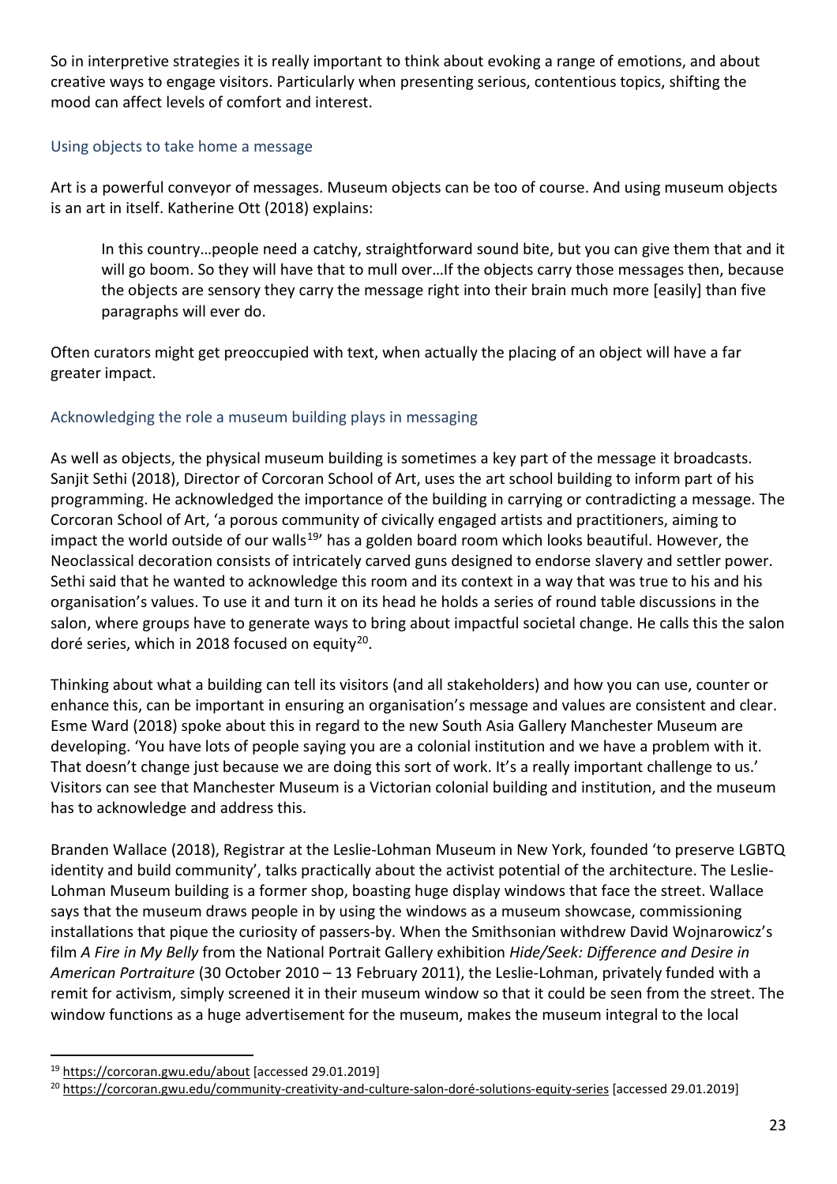So in interpretive strategies it is really important to think about evoking a range of emotions, and about creative ways to engage visitors. Particularly when presenting serious, contentious topics, shifting the mood can affect levels of comfort and interest.

### Using objects to take home a message

Art is a powerful conveyor of messages. Museum objects can be too of course. And using museum objects is an art in itself. Katherine Ott (2018) explains:

> In this country…people need a catchy, straightforward sound bite, but you can give them that and it will go boom. So they will have that to mull over…If the objects carry those messages then, because the objects are sensory they carry the message right into their brain much more [easily] than five paragraphs will ever do.

Often curators might get preoccupied with text, when actually the placing of an object will have a far greater impact.

### Acknowledging the role a museum building plays in messaging

As well as objects, the physical museum building is sometimes a key part of the message it broadcasts. Sanjit Sethi (2018), Director of Corcoran School of Art, uses the art school building to inform part of his programming. He acknowledged the importance of the building in carrying or contradicting a message. The Corcoran School of Art, 'a porous community of civically engaged artists and practitioners, aiming to impact the world outside of our walls[19]' has a golden board room which looks beautiful. However, the Neoclassical decoration consists of intricately carved guns designed to endorse slavery and settler power. Sethi said that he wanted to acknowledge this room and its context in a way that was true to his and his organisation's values. To use it and turn it on its head he holds a series of round table discussions in the salon, where groups have to generate ways to bring about impactful societal change. He calls this the salon doré series, which in 2018 focused on equity[20].

Thinking about what a building can tell its visitors (and all stakeholders) and how you can use, counter or enhance this, can be important in ensuring an organisation's message and values are consistent and clear. Esme Ward (2018) spoke about this in regard to the new South Asia Gallery Manchester Museum are developing. 'You have lots of people saying you are a colonial institution and we have a problem with it. That doesn't change just because we are doing this sort of work. It's a really important challenge to us.' Visitors can see that Manchester Museum is a Victorian colonial building and institution, and the museum has to acknowledge and address this.

Branden Wallace (2018), Registrar at the Leslie-Lohman Museum in New York, founded 'to preserve LGBTQ identity and build community', talks practically about the activist potential of the architecture. The Leslie-Lohman Museum building is a former shop, boasting huge display windows that face the street. Wallace says that the museum draws people in by using the windows as a museum showcase, commissioning installations that pique the curiosity of passers-by. When the Smithsonian withdrew David Wojnarowicz's film *A Fire in My Belly* from the National Portrait Gallery exhibition *Hide/Seek: Difference and Desire in American Portraiture* (30 October 2010 – 13 February 2011), the Leslie-Lohman, privately funded with a remit for activism, simply screened it in their museum window so that it could be seen from the street. The window functions as a huge advertisement for the museum, makes the museum integral to the local

---

[19] https://corcoran.gwu.edu/about [accessed 29.01.2019]

[20] https://corcoran.gwu.edu/community-creativity-and-culture-salon-doré-solutions-equity-series [accessed 29.01.2019]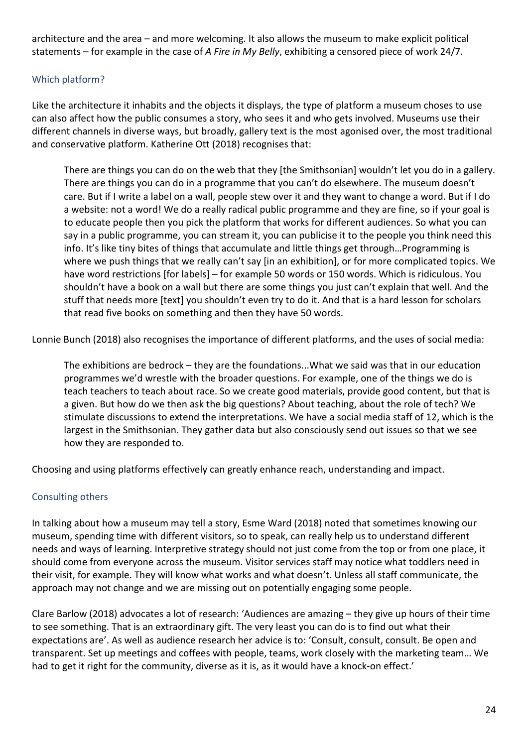architecture and the area – and more welcoming. It also allows the museum to make explicit political statements – for example in the case of *A Fire in My Belly*, exhibiting a censored piece of work 24/7.

### Which platform?

Like the architecture it inhabits and the objects it displays, the type of platform a museum choses to use can also affect how the public consumes a story, who sees it and who gets involved. Museums use their different channels in diverse ways, but broadly, gallery text is the most agonised over, the most traditional and conservative platform. Katherine Ott (2018) recognises that:

> There are things you can do on the web that they [the Smithsonian] wouldn't let you do in a gallery. There are things you can do in a programme that you can't do elsewhere. The museum doesn't care. But if I write a label on a wall, people stew over it and they want to change a word. But if I do a website: not a word! We do a really radical public programme and they are fine, so if your goal is to educate people then you pick the platform that works for different audiences. So what you can say in a public programme, you can stream it, you can publicise it to the people you think need this info. It's like tiny bites of things that accumulate and little things get through…Programming is where we push things that we really can't say [in an exhibition], or for more complicated topics. We have word restrictions [for labels] – for example 50 words or 150 words. Which is ridiculous. You shouldn't have a book on a wall but there are some things you just can't explain that well. And the stuff that needs more [text] you shouldn't even try to do it. And that is a hard lesson for scholars that read five books on something and then they have 50 words.

Lonnie Bunch (2018) also recognises the importance of different platforms, and the uses of social media:

> The exhibitions are bedrock – they are the foundations...What we said was that in our education programmes we'd wrestle with the broader questions. For example, one of the things we do is teach teachers to teach about race. So we create good materials, provide good content, but that is a given. But how do we then ask the big questions? About teaching, about the role of tech? We stimulate discussions to extend the interpretations. We have a social media staff of 12, which is the largest in the Smithsonian. They gather data but also consciously send out issues so that we see how they are responded to.

Choosing and using platforms effectively can greatly enhance reach, understanding and impact.

### Consulting others

In talking about how a museum may tell a story, Esme Ward (2018) noted that sometimes knowing our museum, spending time with different visitors, so to speak, can really help us to understand different needs and ways of learning. Interpretive strategy should not just come from the top or from one place, it should come from everyone across the museum. Visitor services staff may notice what toddlers need in their visit, for example. They will know what works and what doesn't. Unless all staff communicate, the approach may not change and we are missing out on potentially engaging some people.

Clare Barlow (2018) advocates a lot of research: 'Audiences are amazing – they give up hours of their time to see something. That is an extraordinary gift. The very least you can do is to find out what their expectations are'. As well as audience research her advice is to: 'Consult, consult, consult. Be open and transparent. Set up meetings and coffees with people, teams, work closely with the marketing team… We had to get it right for the community, diverse as it is, as it would have a knock-on effect.'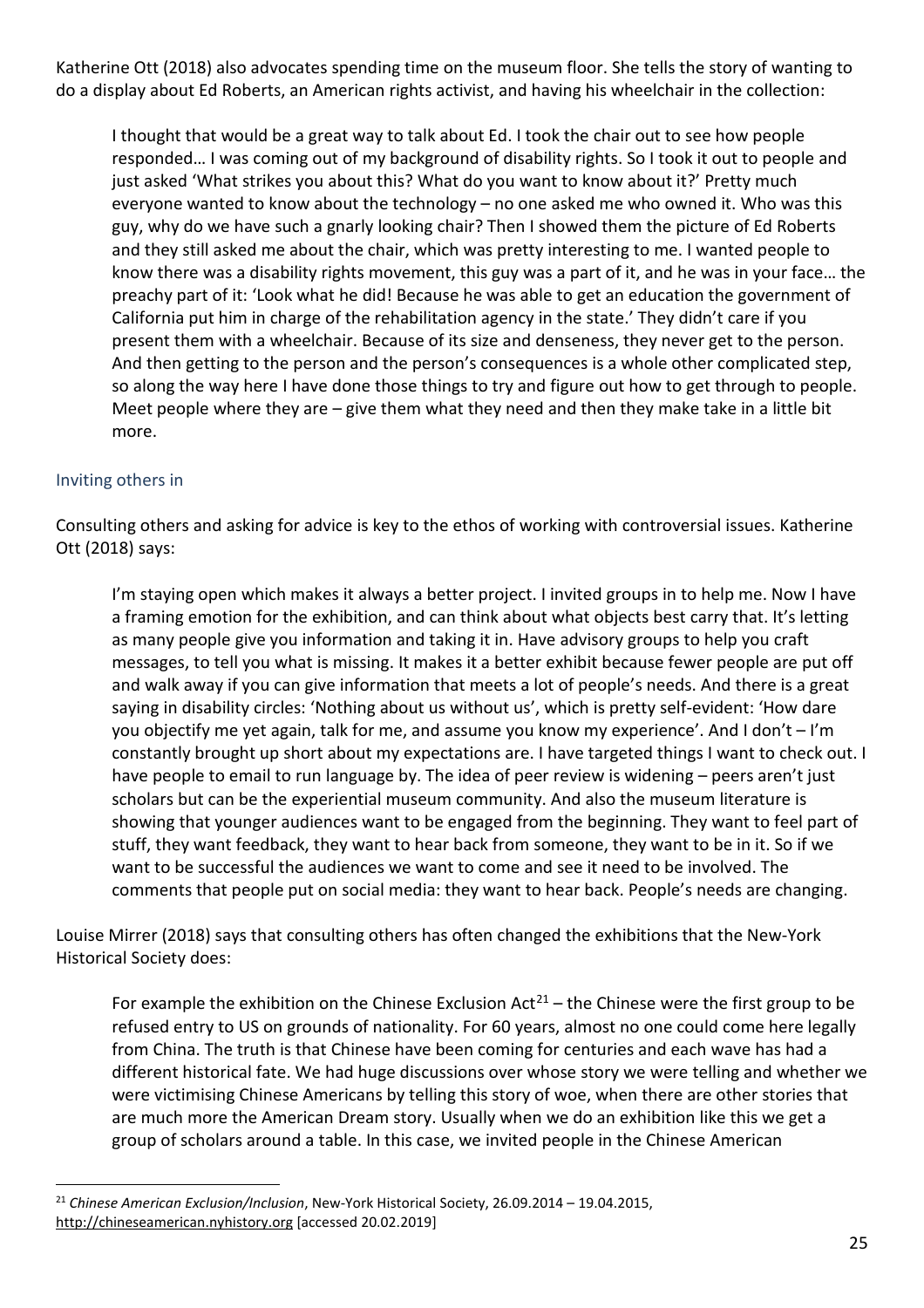Katherine Ott (2018) also advocates spending time on the museum floor. She tells the story of wanting to do a display about Ed Roberts, an American rights activist, and having his wheelchair in the collection:

> I thought that would be a great way to talk about Ed. I took the chair out to see how people responded… I was coming out of my background of disability rights. So I took it out to people and just asked 'What strikes you about this? What do you want to know about it?' Pretty much everyone wanted to know about the technology – no one asked me who owned it. Who was this guy, why do we have such a gnarly looking chair? Then I showed them the picture of Ed Roberts and they still asked me about the chair, which was pretty interesting to me. I wanted people to know there was a disability rights movement, this guy was a part of it, and he was in your face… the preachy part of it: 'Look what he did! Because he was able to get an education the government of California put him in charge of the rehabilitation agency in the state.' They didn't care if you present them with a wheelchair. Because of its size and denseness, they never get to the person. And then getting to the person and the person's consequences is a whole other complicated step, so along the way here I have done those things to try and figure out how to get through to people. Meet people where they are – give them what they need and then they make take in a little bit more.

## Inviting others in

Consulting others and asking for advice is key to the ethos of working with controversial issues. Katherine Ott (2018) says:

> I'm staying open which makes it always a better project. I invited groups in to help me. Now I have a framing emotion for the exhibition, and can think about what objects best carry that. It's letting as many people give you information and taking it in. Have advisory groups to help you craft messages, to tell you what is missing. It makes it a better exhibit because fewer people are put off and walk away if you can give information that meets a lot of people's needs. And there is a great saying in disability circles: 'Nothing about us without us', which is pretty self-evident: 'How dare you objectify me yet again, talk for me, and assume you know my experience'. And I don't – I'm constantly brought up short about my expectations are. I have targeted things I want to check out. I have people to email to run language by. The idea of peer review is widening – peers aren't just scholars but can be the experiential museum community. And also the museum literature is showing that younger audiences want to be engaged from the beginning. They want to feel part of stuff, they want feedback, they want to hear back from someone, they want to be in it. So if we want to be successful the audiences we want to come and see it need to be involved. The comments that people put on social media: they want to hear back. People's needs are changing.

Louise Mirrer (2018) says that consulting others has often changed the exhibitions that the New-York Historical Society does:

> For example the exhibition on the Chinese Exclusion Act[21] – the Chinese were the first group to be refused entry to US on grounds of nationality. For 60 years, almost no one could come here legally from China. The truth is that Chinese have been coming for centuries and each wave has had a different historical fate. We had huge discussions over whose story we were telling and whether we were victimising Chinese Americans by telling this story of woe, when there are other stories that are much more the American Dream story. Usually when we do an exhibition like this we get a group of scholars around a table. In this case, we invited people in the Chinese American

[21] *Chinese American Exclusion/Inclusion*, New-York Historical Society, 26.09.2014 – 19.04.2015, http://chineseamerican.nyhistory.org [accessed 20.02.2019]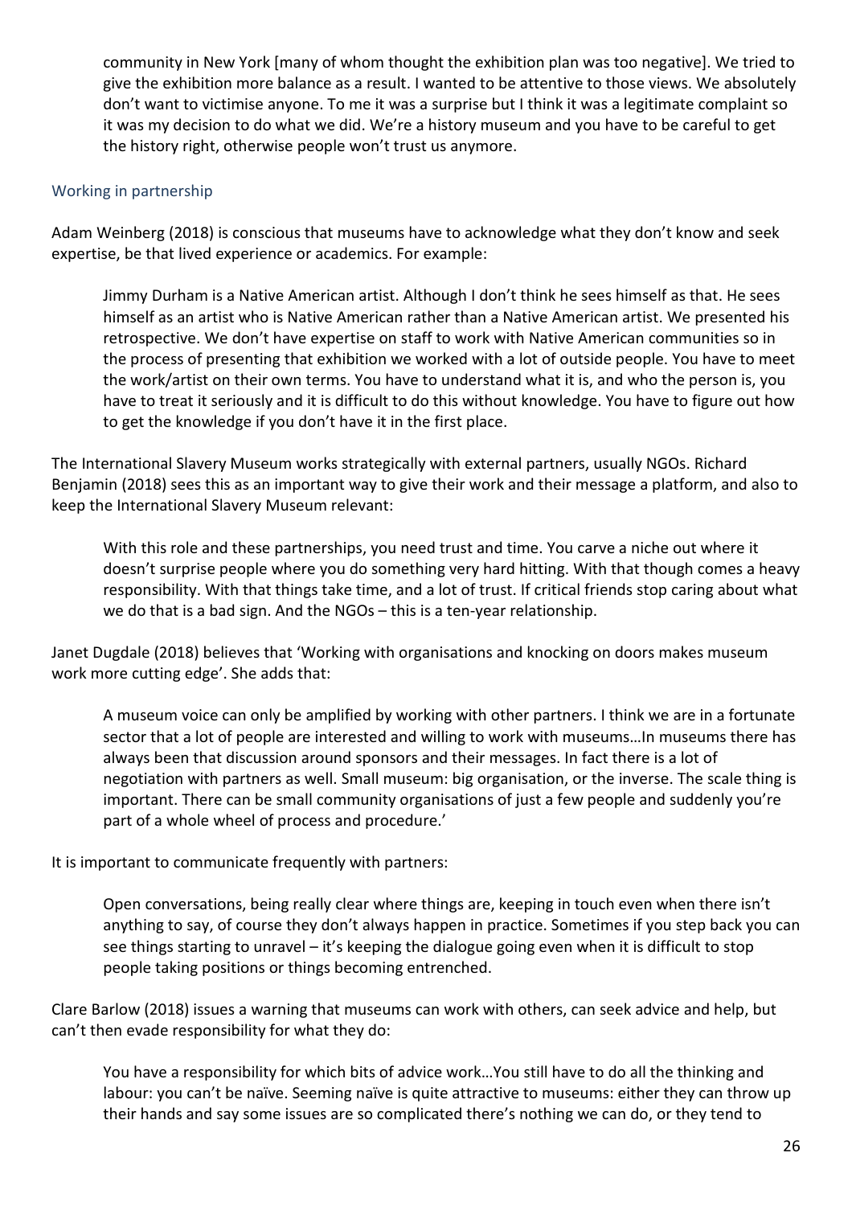community in New York [many of whom thought the exhibition plan was too negative]. We tried to give the exhibition more balance as a result. I wanted to be attentive to those views. We absolutely don't want to victimise anyone. To me it was a surprise but I think it was a legitimate complaint so it was my decision to do what we did. We're a history museum and you have to be careful to get the history right, otherwise people won't trust us anymore.

### Working in partnership

Adam Weinberg (2018) is conscious that museums have to acknowledge what they don't know and seek expertise, be that lived experience or academics. For example:

> Jimmy Durham is a Native American artist. Although I don't think he sees himself as that. He sees himself as an artist who is Native American rather than a Native American artist. We presented his retrospective. We don't have expertise on staff to work with Native American communities so in the process of presenting that exhibition we worked with a lot of outside people. You have to meet the work/artist on their own terms. You have to understand what it is, and who the person is, you have to treat it seriously and it is difficult to do this without knowledge. You have to figure out how to get the knowledge if you don't have it in the first place.

The International Slavery Museum works strategically with external partners, usually NGOs. Richard Benjamin (2018) sees this as an important way to give their work and their message a platform, and also to keep the International Slavery Museum relevant:

> With this role and these partnerships, you need trust and time. You carve a niche out where it doesn't surprise people where you do something very hard hitting. With that though comes a heavy responsibility. With that things take time, and a lot of trust. If critical friends stop caring about what we do that is a bad sign. And the NGOs – this is a ten-year relationship.

Janet Dugdale (2018) believes that 'Working with organisations and knocking on doors makes museum work more cutting edge'. She adds that:

> A museum voice can only be amplified by working with other partners. I think we are in a fortunate sector that a lot of people are interested and willing to work with museums…In museums there has always been that discussion around sponsors and their messages. In fact there is a lot of negotiation with partners as well. Small museum: big organisation, or the inverse. The scale thing is important. There can be small community organisations of just a few people and suddenly you're part of a whole wheel of process and procedure.'

It is important to communicate frequently with partners:

> Open conversations, being really clear where things are, keeping in touch even when there isn't anything to say, of course they don't always happen in practice. Sometimes if you step back you can see things starting to unravel – it's keeping the dialogue going even when it is difficult to stop people taking positions or things becoming entrenched.

Clare Barlow (2018) issues a warning that museums can work with others, can seek advice and help, but can't then evade responsibility for what they do:

> You have a responsibility for which bits of advice work…You still have to do all the thinking and labour: you can't be naïve. Seeming naïve is quite attractive to museums: either they can throw up their hands and say some issues are so complicated there's nothing we can do, or they tend to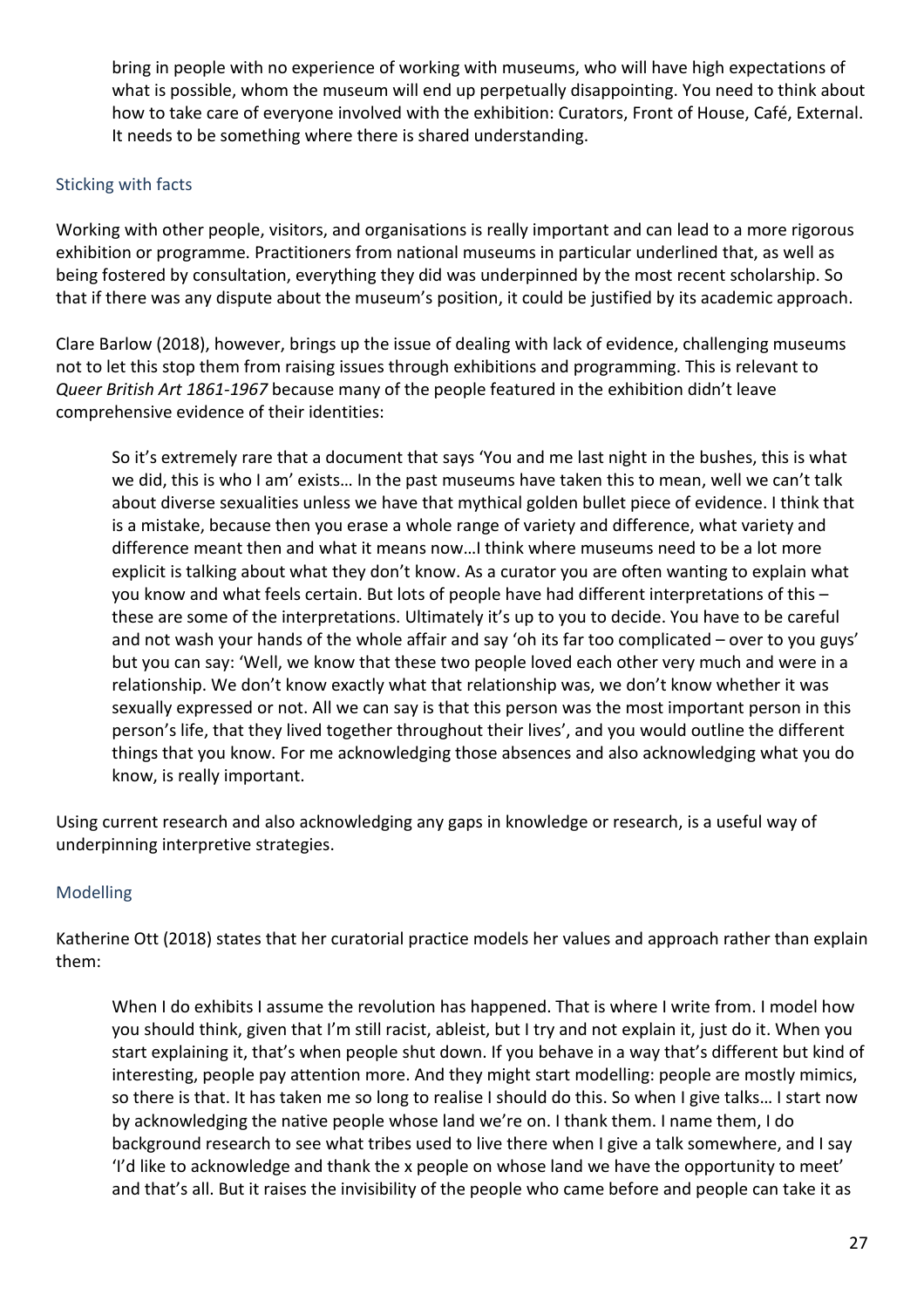> bring in people with no experience of working with museums, who will have high expectations of what is possible, whom the museum will end up perpetually disappointing. You need to think about how to take care of everyone involved with the exhibition: Curators, Front of House, Café, External. It needs to be something where there is shared understanding.

### Sticking with facts

Working with other people, visitors, and organisations is really important and can lead to a more rigorous exhibition or programme. Practitioners from national museums in particular underlined that, as well as being fostered by consultation, everything they did was underpinned by the most recent scholarship. So that if there was any dispute about the museum's position, it could be justified by its academic approach.

Clare Barlow (2018), however, brings up the issue of dealing with lack of evidence, challenging museums not to let this stop them from raising issues through exhibitions and programming. This is relevant to *Queer British Art 1861-1967* because many of the people featured in the exhibition didn't leave comprehensive evidence of their identities:

> So it's extremely rare that a document that says 'You and me last night in the bushes, this is what we did, this is who I am' exists… In the past museums have taken this to mean, well we can't talk about diverse sexualities unless we have that mythical golden bullet piece of evidence. I think that is a mistake, because then you erase a whole range of variety and difference, what variety and difference meant then and what it means now…I think where museums need to be a lot more explicit is talking about what they don't know. As a curator you are often wanting to explain what you know and what feels certain. But lots of people have had different interpretations of this – these are some of the interpretations. Ultimately it's up to you to decide. You have to be careful and not wash your hands of the whole affair and say 'oh its far too complicated – over to you guys' but you can say: 'Well, we know that these two people loved each other very much and were in a relationship. We don't know exactly what that relationship was, we don't know whether it was sexually expressed or not. All we can say is that this person was the most important person in this person's life, that they lived together throughout their lives', and you would outline the different things that you know. For me acknowledging those absences and also acknowledging what you do know, is really important.

Using current research and also acknowledging any gaps in knowledge or research, is a useful way of underpinning interpretive strategies.

### Modelling

Katherine Ott (2018) states that her curatorial practice models her values and approach rather than explain them:

> When I do exhibits I assume the revolution has happened. That is where I write from. I model how you should think, given that I'm still racist, ableist, but I try and not explain it, just do it. When you start explaining it, that's when people shut down. If you behave in a way that's different but kind of interesting, people pay attention more. And they might start modelling: people are mostly mimics, so there is that. It has taken me so long to realise I should do this. So when I give talks… I start now by acknowledging the native people whose land we're on. I thank them. I name them, I do background research to see what tribes used to live there when I give a talk somewhere, and I say 'I'd like to acknowledge and thank the x people on whose land we have the opportunity to meet' and that's all. But it raises the invisibility of the people who came before and people can take it as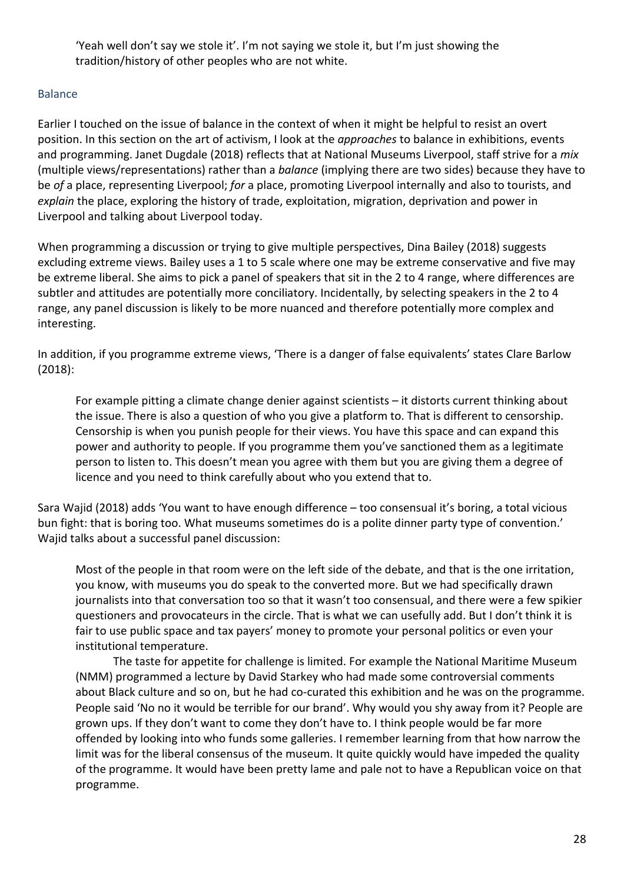> 'Yeah well don't say we stole it'. I'm not saying we stole it, but I'm just showing the tradition/history of other peoples who are not white.

### Balance

Earlier I touched on the issue of balance in the context of when it might be helpful to resist an overt position. In this section on the art of activism, I look at the *approaches* to balance in exhibitions, events and programming. Janet Dugdale (2018) reflects that at National Museums Liverpool, staff strive for a *mix* (multiple views/representations) rather than a *balance* (implying there are two sides) because they have to be *of* a place, representing Liverpool; *for* a place, promoting Liverpool internally and also to tourists, and *explain* the place, exploring the history of trade, exploitation, migration, deprivation and power in Liverpool and talking about Liverpool today.

When programming a discussion or trying to give multiple perspectives, Dina Bailey (2018) suggests excluding extreme views. Bailey uses a 1 to 5 scale where one may be extreme conservative and five may be extreme liberal. She aims to pick a panel of speakers that sit in the 2 to 4 range, where differences are subtler and attitudes are potentially more conciliatory. Incidentally, by selecting speakers in the 2 to 4 range, any panel discussion is likely to be more nuanced and therefore potentially more complex and interesting.

In addition, if you programme extreme views, 'There is a danger of false equivalents' states Clare Barlow (2018):

> For example pitting a climate change denier against scientists – it distorts current thinking about the issue. There is also a question of who you give a platform to. That is different to censorship. Censorship is when you punish people for their views. You have this space and can expand this power and authority to people. If you programme them you've sanctioned them as a legitimate person to listen to. This doesn't mean you agree with them but you are giving them a degree of licence and you need to think carefully about who you extend that to.

Sara Wajid (2018) adds 'You want to have enough difference – too consensual it's boring, a total vicious bun fight: that is boring too. What museums sometimes do is a polite dinner party type of convention.' Wajid talks about a successful panel discussion:

> Most of the people in that room were on the left side of the debate, and that is the one irritation, you know, with museums you do speak to the converted more. But we had specifically drawn journalists into that conversation too so that it wasn't too consensual, and there were a few spikier questioners and provocateurs in the circle. That is what we can usefully add. But I don't think it is fair to use public space and tax payers' money to promote your personal politics or even your institutional temperature.
>
> The taste for appetite for challenge is limited. For example the National Maritime Museum (NMM) programmed a lecture by David Starkey who had made some controversial comments about Black culture and so on, but he had co-curated this exhibition and he was on the programme. People said 'No no it would be terrible for our brand'. Why would you shy away from it? People are grown ups. If they don't want to come they don't have to. I think people would be far more offended by looking into who funds some galleries. I remember learning from that how narrow the limit was for the liberal consensus of the museum. It quite quickly would have impeded the quality of the programme. It would have been pretty lame and pale not to have a Republican voice on that programme.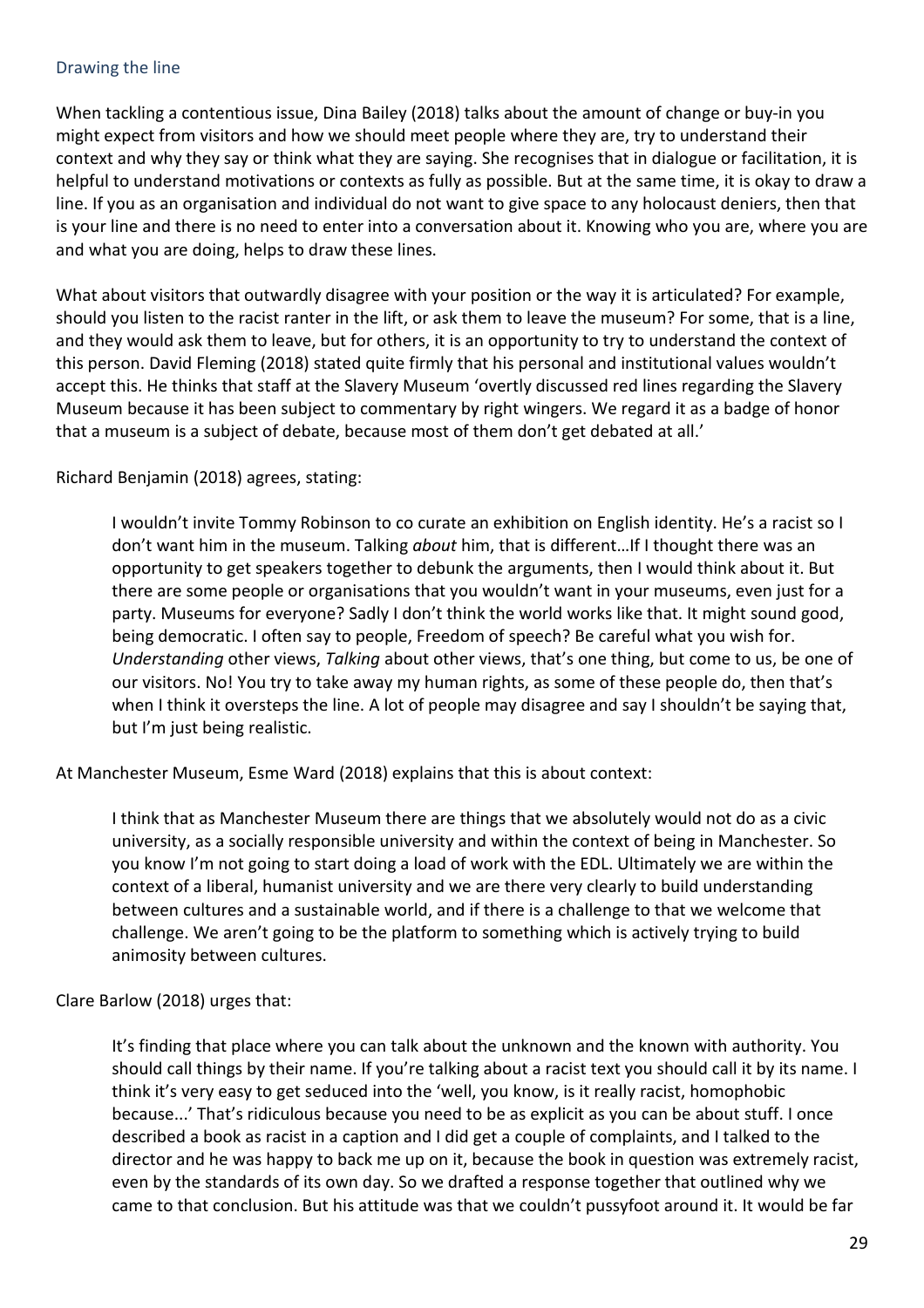## Drawing the line

When tackling a contentious issue, Dina Bailey (2018) talks about the amount of change or buy-in you might expect from visitors and how we should meet people where they are, try to understand their context and why they say or think what they are saying. She recognises that in dialogue or facilitation, it is helpful to understand motivations or contexts as fully as possible. But at the same time, it is okay to draw a line. If you as an organisation and individual do not want to give space to any holocaust deniers, then that is your line and there is no need to enter into a conversation about it. Knowing who you are, where you are and what you are doing, helps to draw these lines.

What about visitors that outwardly disagree with your position or the way it is articulated? For example, should you listen to the racist ranter in the lift, or ask them to leave the museum? For some, that is a line, and they would ask them to leave, but for others, it is an opportunity to try to understand the context of this person. David Fleming (2018) stated quite firmly that his personal and institutional values wouldn't accept this. He thinks that staff at the Slavery Museum 'overtly discussed red lines regarding the Slavery Museum because it has been subject to commentary by right wingers. We regard it as a badge of honor that a museum is a subject of debate, because most of them don't get debated at all.'

Richard Benjamin (2018) agrees, stating:

> I wouldn't invite Tommy Robinson to co curate an exhibition on English identity. He's a racist so I don't want him in the museum. Talking *about* him, that is different…If I thought there was an opportunity to get speakers together to debunk the arguments, then I would think about it. But there are some people or organisations that you wouldn't want in your museums, even just for a party. Museums for everyone? Sadly I don't think the world works like that. It might sound good, being democratic. I often say to people, Freedom of speech? Be careful what you wish for. *Understanding* other views, *Talking* about other views, that's one thing, but come to us, be one of our visitors. No! You try to take away my human rights, as some of these people do, then that's when I think it oversteps the line. A lot of people may disagree and say I shouldn't be saying that, but I'm just being realistic.

At Manchester Museum, Esme Ward (2018) explains that this is about context:

> I think that as Manchester Museum there are things that we absolutely would not do as a civic university, as a socially responsible university and within the context of being in Manchester. So you know I'm not going to start doing a load of work with the EDL. Ultimately we are within the context of a liberal, humanist university and we are there very clearly to build understanding between cultures and a sustainable world, and if there is a challenge to that we welcome that challenge. We aren't going to be the platform to something which is actively trying to build animosity between cultures.

Clare Barlow (2018) urges that:

> It's finding that place where you can talk about the unknown and the known with authority. You should call things by their name. If you're talking about a racist text you should call it by its name. I think it's very easy to get seduced into the 'well, you know, is it really racist, homophobic because...' That's ridiculous because you need to be as explicit as you can be about stuff. I once described a book as racist in a caption and I did get a couple of complaints, and I talked to the director and he was happy to back me up on it, because the book in question was extremely racist, even by the standards of its own day. So we drafted a response together that outlined why we came to that conclusion. But his attitude was that we couldn't pussyfoot around it. It would be far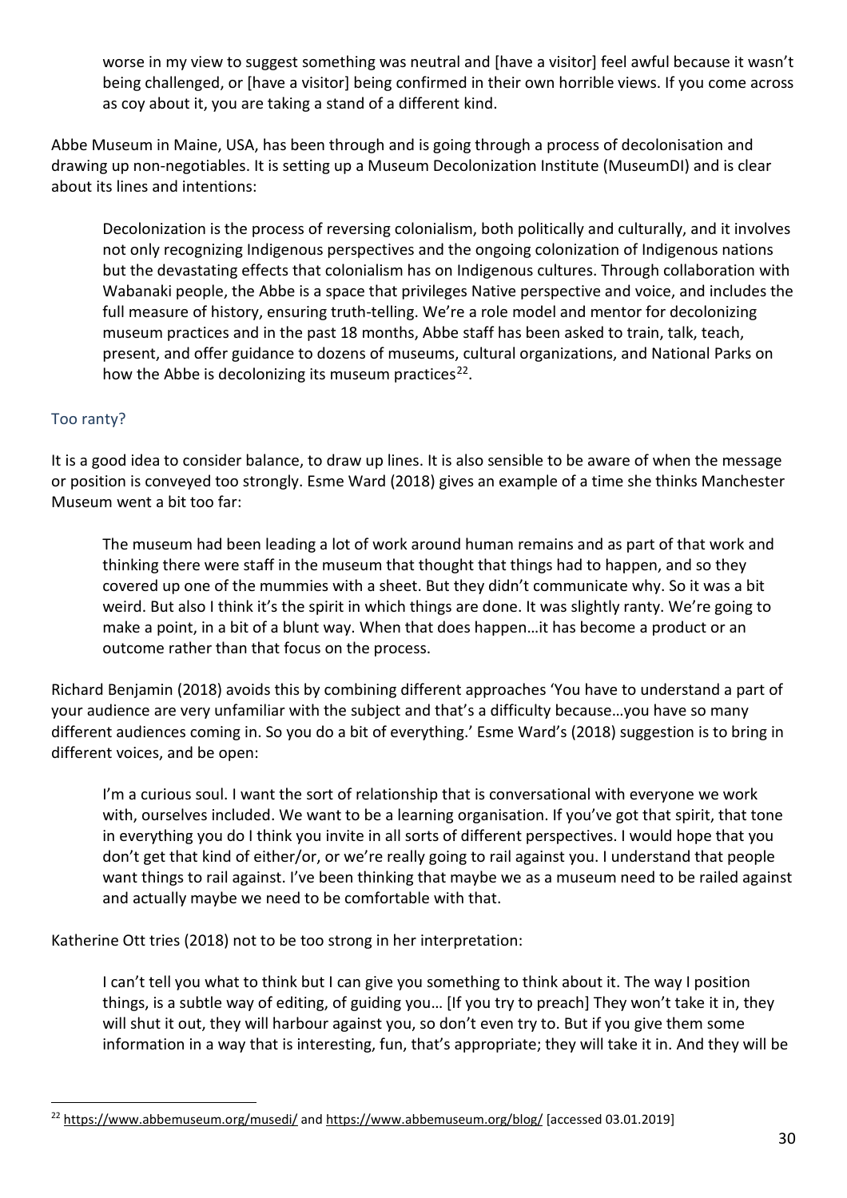> worse in my view to suggest something was neutral and [have a visitor] feel awful because it wasn't being challenged, or [have a visitor] being confirmed in their own horrible views. If you come across as coy about it, you are taking a stand of a different kind.

Abbe Museum in Maine, USA, has been through and is going through a process of decolonisation and drawing up non-negotiables. It is setting up a Museum Decolonization Institute (MuseumDI) and is clear about its lines and intentions:

> Decolonization is the process of reversing colonialism, both politically and culturally, and it involves not only recognizing Indigenous perspectives and the ongoing colonization of Indigenous nations but the devastating effects that colonialism has on Indigenous cultures. Through collaboration with Wabanaki people, the Abbe is a space that privileges Native perspective and voice, and includes the full measure of history, ensuring truth-telling. We're a role model and mentor for decolonizing museum practices and in the past 18 months, Abbe staff has been asked to train, talk, teach, present, and offer guidance to dozens of museums, cultural organizations, and National Parks on how the Abbe is decolonizing its museum practices[22].

### Too ranty?

It is a good idea to consider balance, to draw up lines. It is also sensible to be aware of when the message or position is conveyed too strongly. Esme Ward (2018) gives an example of a time she thinks Manchester Museum went a bit too far:

> The museum had been leading a lot of work around human remains and as part of that work and thinking there were staff in the museum that thought that things had to happen, and so they covered up one of the mummies with a sheet. But they didn't communicate why. So it was a bit weird. But also I think it's the spirit in which things are done. It was slightly ranty. We're going to make a point, in a bit of a blunt way. When that does happen…it has become a product or an outcome rather than that focus on the process.

Richard Benjamin (2018) avoids this by combining different approaches 'You have to understand a part of your audience are very unfamiliar with the subject and that's a difficulty because…you have so many different audiences coming in. So you do a bit of everything.' Esme Ward's (2018) suggestion is to bring in different voices, and be open:

> I'm a curious soul. I want the sort of relationship that is conversational with everyone we work with, ourselves included. We want to be a learning organisation. If you've got that spirit, that tone in everything you do I think you invite in all sorts of different perspectives. I would hope that you don't get that kind of either/or, or we're really going to rail against you. I understand that people want things to rail against. I've been thinking that maybe we as a museum need to be railed against and actually maybe we need to be comfortable with that.

Katherine Ott tries (2018) not to be too strong in her interpretation:

> I can't tell you what to think but I can give you something to think about it. The way I position things, is a subtle way of editing, of guiding you… [If you try to preach] They won't take it in, they will shut it out, they will harbour against you, so don't even try to. But if you give them some information in a way that is interesting, fun, that's appropriate; they will take it in. And they will be

---

[22] https://www.abbemuseum.org/musedi/ and https://www.abbemuseum.org/blog/ [accessed 03.01.2019]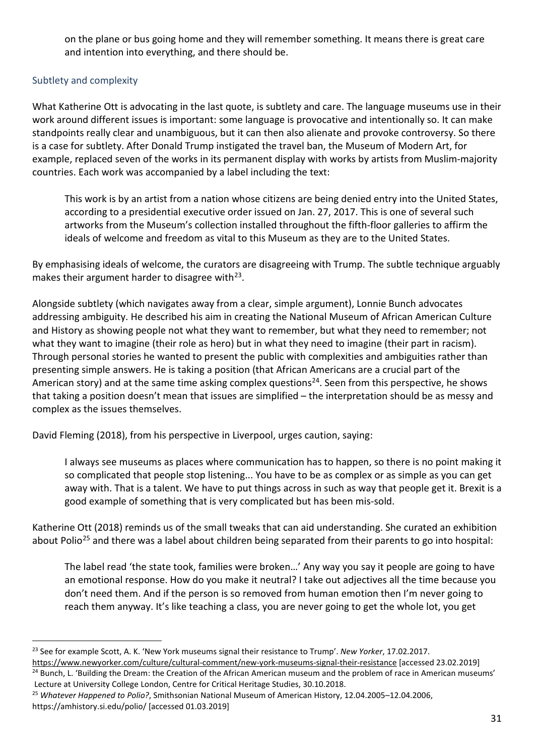on the plane or bus going home and they will remember something. It means there is great care and intention into everything, and there should be.

### Subtlety and complexity

What Katherine Ott is advocating in the last quote, is subtlety and care. The language museums use in their work around different issues is important: some language is provocative and intentionally so. It can make standpoints really clear and unambiguous, but it can then also alienate and provoke controversy. So there is a case for subtlety. After Donald Trump instigated the travel ban, the Museum of Modern Art, for example, replaced seven of the works in its permanent display with works by artists from Muslim-majority countries. Each work was accompanied by a label including the text:

> This work is by an artist from a nation whose citizens are being denied entry into the United States, according to a presidential executive order issued on Jan. 27, 2017. This is one of several such artworks from the Museum's collection installed throughout the fifth-floor galleries to affirm the ideals of welcome and freedom as vital to this Museum as they are to the United States.

By emphasising ideals of welcome, the curators are disagreeing with Trump. The subtle technique arguably makes their argument harder to disagree with[23].

Alongside subtlety (which navigates away from a clear, simple argument), Lonnie Bunch advocates addressing ambiguity. He described his aim in creating the National Museum of African American Culture and History as showing people not what they want to remember, but what they need to remember; not what they want to imagine (their role as hero) but in what they need to imagine (their part in racism). Through personal stories he wanted to present the public with complexities and ambiguities rather than presenting simple answers. He is taking a position (that African Americans are a crucial part of the American story) and at the same time asking complex questions[24]. Seen from this perspective, he shows that taking a position doesn't mean that issues are simplified – the interpretation should be as messy and complex as the issues themselves.

David Fleming (2018), from his perspective in Liverpool, urges caution, saying:

> I always see museums as places where communication has to happen, so there is no point making it so complicated that people stop listening... You have to be as complex or as simple as you can get away with. That is a talent. We have to put things across in such as way that people get it. Brexit is a good example of something that is very complicated but has been mis-sold.

Katherine Ott (2018) reminds us of the small tweaks that can aid understanding. She curated an exhibition about Polio[25] and there was a label about children being separated from their parents to go into hospital:

> The label read 'the state took, families were broken…' Any way you say it people are going to have an emotional response. How do you make it neutral? I take out adjectives all the time because you don't need them. And if the person is so removed from human emotion then I'm never going to reach them anyway. It's like teaching a class, you are never going to get the whole lot, you get

---

[23] See for example Scott, A. K. 'New York museums signal their resistance to Trump'. *New Yorker*, 17.02.2017. https://www.newyorker.com/culture/cultural-comment/new-york-museums-signal-their-resistance [accessed 23.02.2019]

[24] Bunch, L. 'Building the Dream: the Creation of the African American museum and the problem of race in American museums' Lecture at University College London, Centre for Critical Heritage Studies, 30.10.2018.

[25] *Whatever Happened to Polio?*, Smithsonian National Museum of American History, 12.04.2005–12.04.2006, https://amhistory.si.edu/polio/ [accessed 01.03.2019]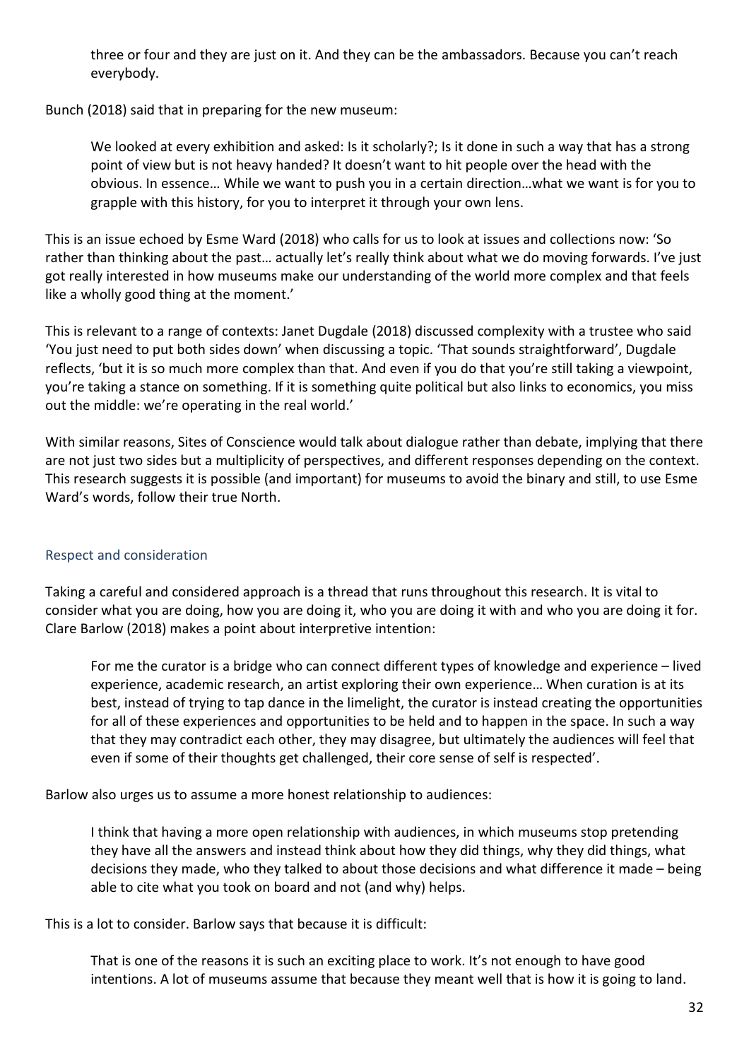> three or four and they are just on it. And they can be the ambassadors. Because you can't reach everybody.

Bunch (2018) said that in preparing for the new museum:

> We looked at every exhibition and asked: Is it scholarly?; Is it done in such a way that has a strong point of view but is not heavy handed? It doesn't want to hit people over the head with the obvious. In essence… While we want to push you in a certain direction…what we want is for you to grapple with this history, for you to interpret it through your own lens.

This is an issue echoed by Esme Ward (2018) who calls for us to look at issues and collections now: 'So rather than thinking about the past… actually let's really think about what we do moving forwards. I've just got really interested in how museums make our understanding of the world more complex and that feels like a wholly good thing at the moment.'

This is relevant to a range of contexts: Janet Dugdale (2018) discussed complexity with a trustee who said 'You just need to put both sides down' when discussing a topic. 'That sounds straightforward', Dugdale reflects, 'but it is so much more complex than that. And even if you do that you're still taking a viewpoint, you're taking a stance on something. If it is something quite political but also links to economics, you miss out the middle: we're operating in the real world.'

With similar reasons, Sites of Conscience would talk about dialogue rather than debate, implying that there are not just two sides but a multiplicity of perspectives, and different responses depending on the context. This research suggests it is possible (and important) for museums to avoid the binary and still, to use Esme Ward's words, follow their true North.

### Respect and consideration

Taking a careful and considered approach is a thread that runs throughout this research. It is vital to consider what you are doing, how you are doing it, who you are doing it with and who you are doing it for. Clare Barlow (2018) makes a point about interpretive intention:

> For me the curator is a bridge who can connect different types of knowledge and experience – lived experience, academic research, an artist exploring their own experience… When curation is at its best, instead of trying to tap dance in the limelight, the curator is instead creating the opportunities for all of these experiences and opportunities to be held and to happen in the space. In such a way that they may contradict each other, they may disagree, but ultimately the audiences will feel that even if some of their thoughts get challenged, their core sense of self is respected'.

Barlow also urges us to assume a more honest relationship to audiences:

> I think that having a more open relationship with audiences, in which museums stop pretending they have all the answers and instead think about how they did things, why they did things, what decisions they made, who they talked to about those decisions and what difference it made – being able to cite what you took on board and not (and why) helps.

This is a lot to consider. Barlow says that because it is difficult:

> That is one of the reasons it is such an exciting place to work. It's not enough to have good intentions. A lot of museums assume that because they meant well that is how it is going to land.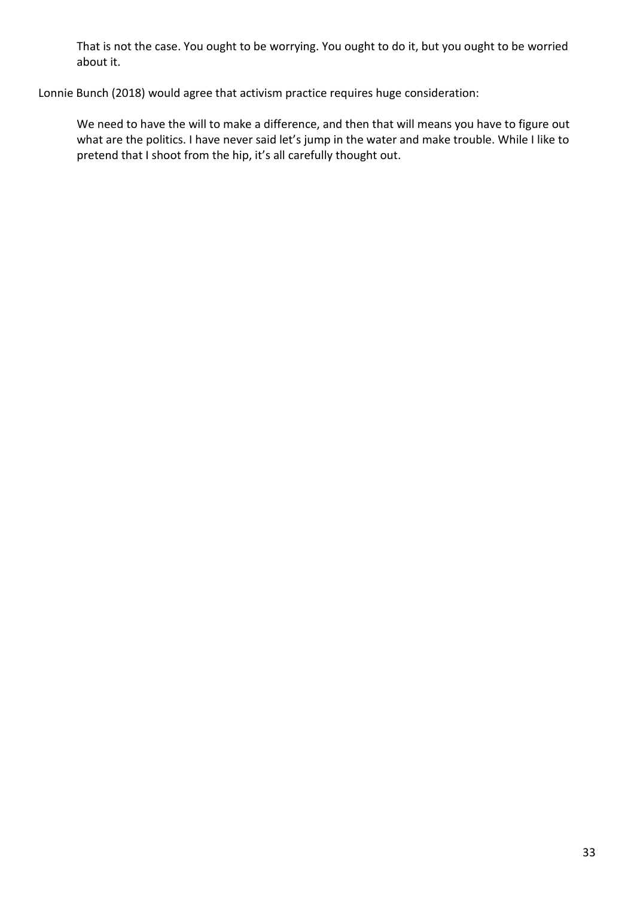> That is not the case. You ought to be worrying. You ought to do it, but you ought to be worried about it.

Lonnie Bunch (2018) would agree that activism practice requires huge consideration:

> We need to have the will to make a difference, and then that will means you have to figure out what are the politics. I have never said let's jump in the water and make trouble. While I like to pretend that I shoot from the hip, it's all carefully thought out.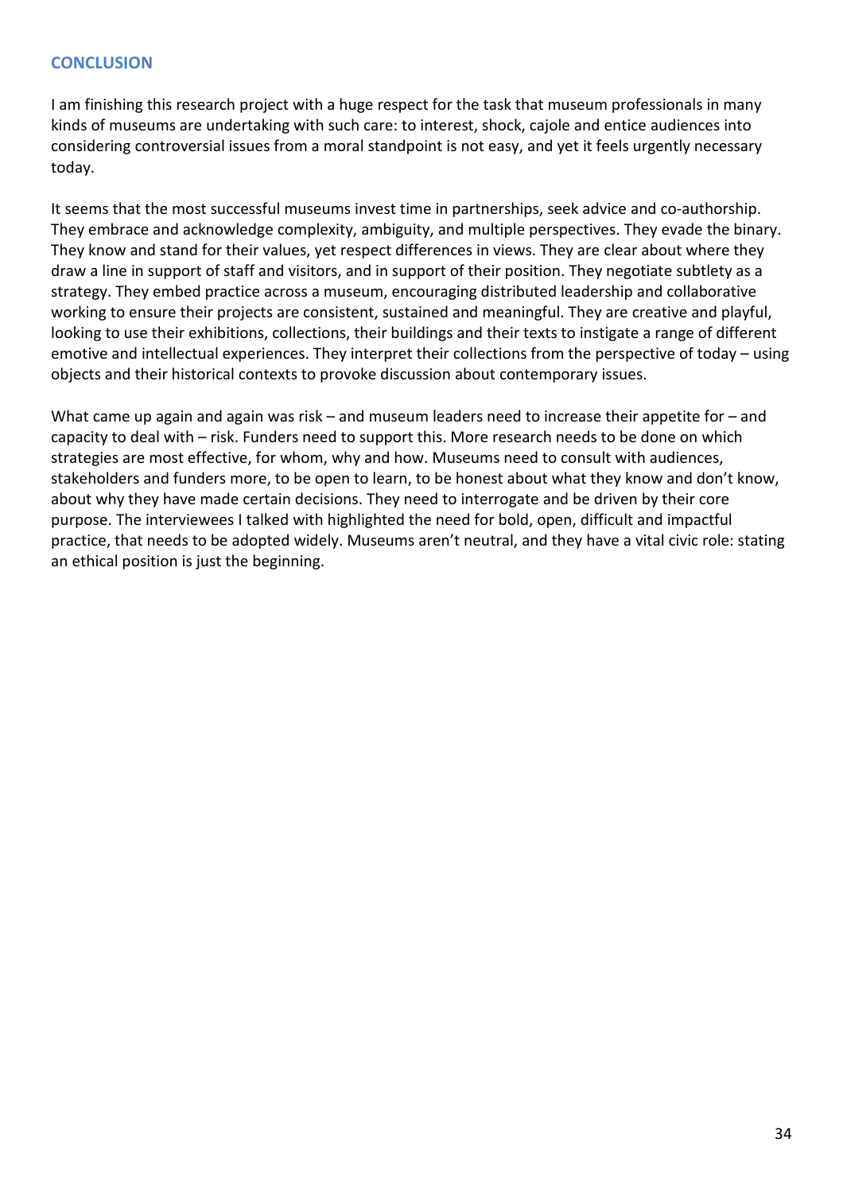## CONCLUSION

I am finishing this research project with a huge respect for the task that museum professionals in many kinds of museums are undertaking with such care: to interest, shock, cajole and entice audiences into considering controversial issues from a moral standpoint is not easy, and yet it feels urgently necessary today.

It seems that the most successful museums invest time in partnerships, seek advice and co-authorship. They embrace and acknowledge complexity, ambiguity, and multiple perspectives. They evade the binary. They know and stand for their values, yet respect differences in views. They are clear about where they draw a line in support of staff and visitors, and in support of their position. They negotiate subtlety as a strategy. They embed practice across a museum, encouraging distributed leadership and collaborative working to ensure their projects are consistent, sustained and meaningful. They are creative and playful, looking to use their exhibitions, collections, their buildings and their texts to instigate a range of different emotive and intellectual experiences. They interpret their collections from the perspective of today – using objects and their historical contexts to provoke discussion about contemporary issues.

What came up again and again was risk – and museum leaders need to increase their appetite for – and capacity to deal with – risk. Funders need to support this. More research needs to be done on which strategies are most effective, for whom, why and how. Museums need to consult with audiences, stakeholders and funders more, to be open to learn, to be honest about what they know and don't know, about why they have made certain decisions. They need to interrogate and be driven by their core purpose. The interviewees I talked with highlighted the need for bold, open, difficult and impactful practice, that needs to be adopted widely. Museums aren't neutral, and they have a vital civic role: stating an ethical position is just the beginning.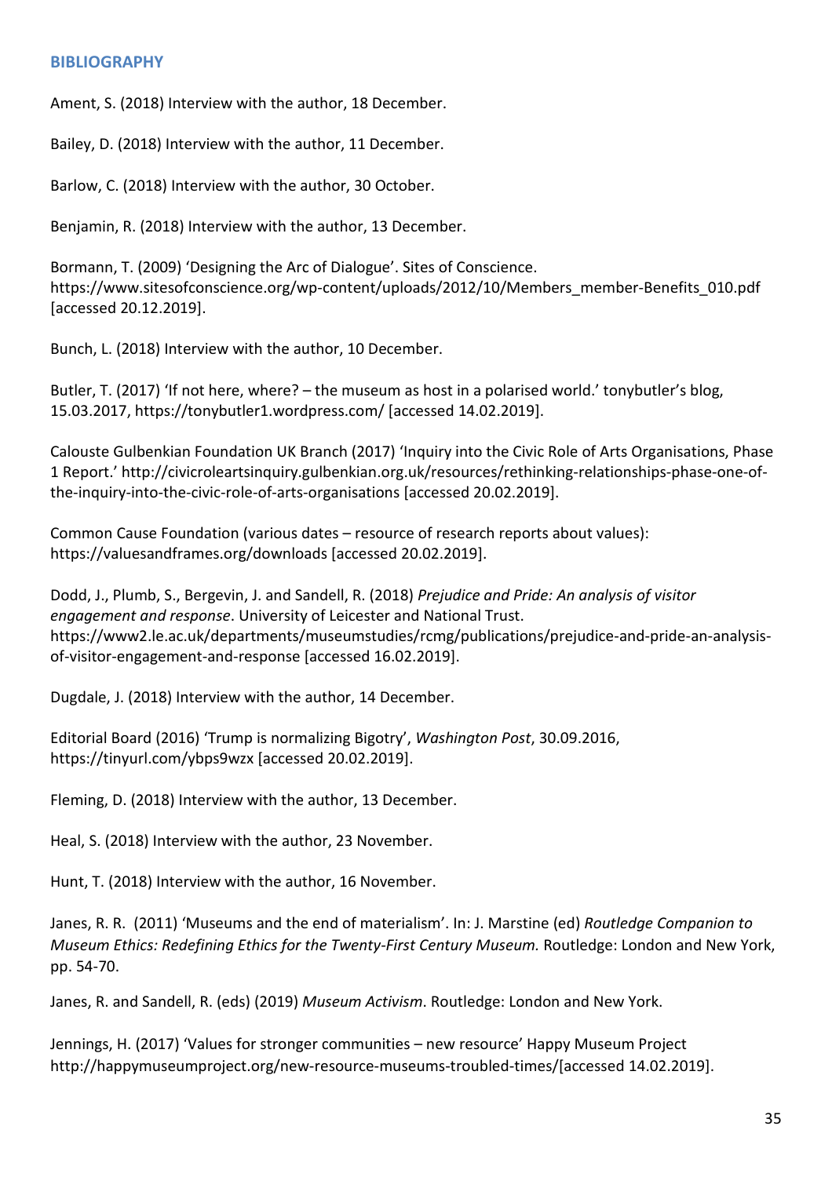## BIBLIOGRAPHY

Ament, S. (2018) Interview with the author, 18 December.

Bailey, D. (2018) Interview with the author, 11 December.

Barlow, C. (2018) Interview with the author, 30 October.

Benjamin, R. (2018) Interview with the author, 13 December.

Bormann, T. (2009) 'Designing the Arc of Dialogue'. Sites of Conscience. https://www.sitesofconscience.org/wp-content/uploads/2012/10/Members_member-Benefits_010.pdf [accessed 20.12.2019].

Bunch, L. (2018) Interview with the author, 10 December.

Butler, T. (2017) 'If not here, where? – the museum as host in a polarised world.' tonybutler's blog, 15.03.2017, https://tonybutler1.wordpress.com/ [accessed 14.02.2019].

Calouste Gulbenkian Foundation UK Branch (2017) 'Inquiry into the Civic Role of Arts Organisations, Phase 1 Report.' http://civicroleartsinquiry.gulbenkian.org.uk/resources/rethinking-relationships-phase-one-of-the-inquiry-into-the-civic-role-of-arts-organisations [accessed 20.02.2019].

Common Cause Foundation (various dates – resource of research reports about values): https://valuesandframes.org/downloads [accessed 20.02.2019].

Dodd, J., Plumb, S., Bergevin, J. and Sandell, R. (2018) *Prejudice and Pride: An analysis of visitor engagement and response*. University of Leicester and National Trust. https://www2.le.ac.uk/departments/museumstudies/rcmg/publications/prejudice-and-pride-an-analysis-of-visitor-engagement-and-response [accessed 16.02.2019].

Dugdale, J. (2018) Interview with the author, 14 December.

Editorial Board (2016) 'Trump is normalizing Bigotry', *Washington Post*, 30.09.2016, https://tinyurl.com/ybps9wzx [accessed 20.02.2019].

Fleming, D. (2018) Interview with the author, 13 December.

Heal, S. (2018) Interview with the author, 23 November.

Hunt, T. (2018) Interview with the author, 16 November.

Janes, R. R. (2011) 'Museums and the end of materialism'. In: J. Marstine (ed) *Routledge Companion to Museum Ethics: Redefining Ethics for the Twenty-First Century Museum.* Routledge: London and New York, pp. 54-70.

Janes, R. and Sandell, R. (eds) (2019) *Museum Activism*. Routledge: London and New York.

Jennings, H. (2017) 'Values for stronger communities – new resource' Happy Museum Project http://happymuseumproject.org/new-resource-museums-troubled-times/[accessed 14.02.2019].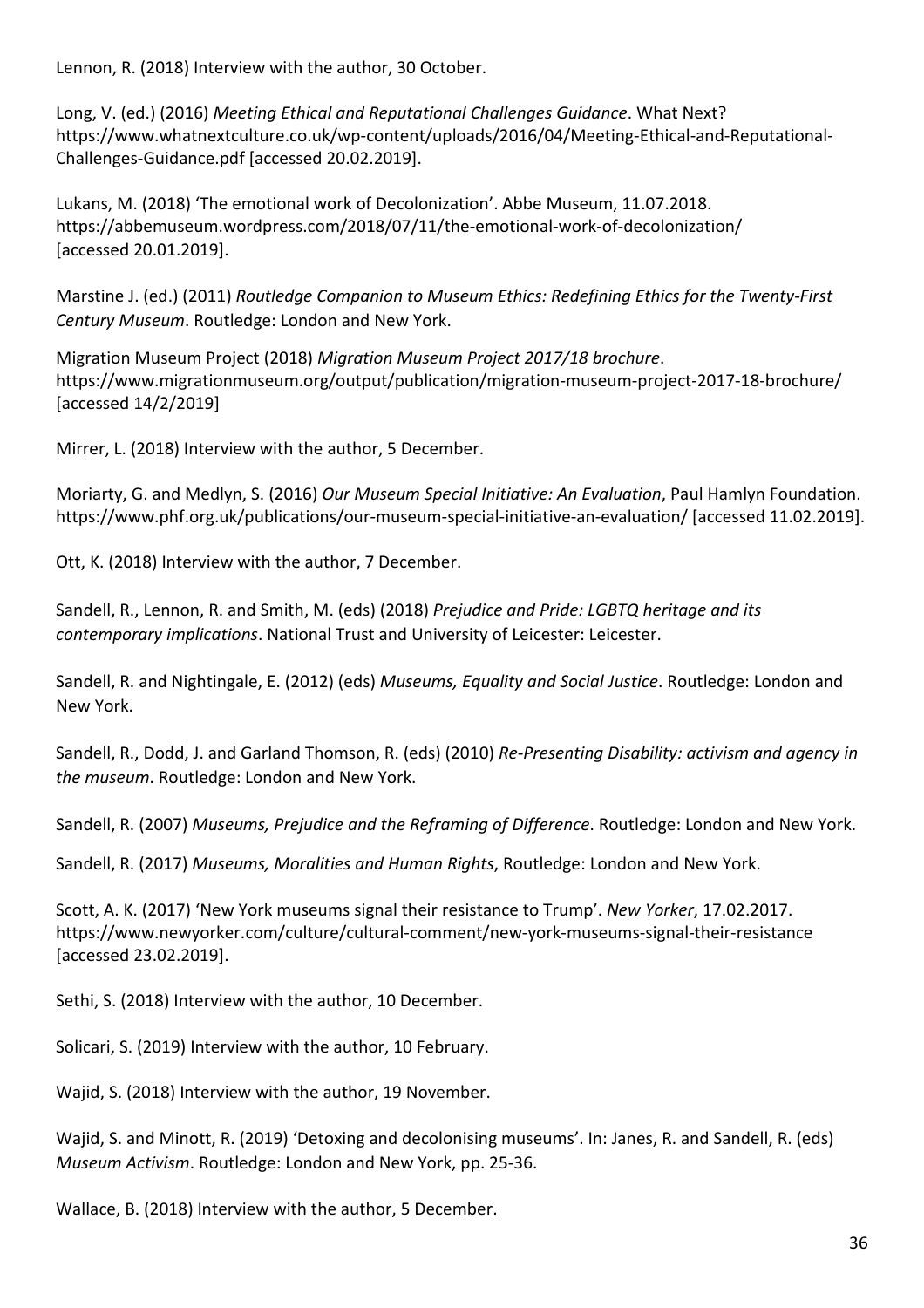Lennon, R. (2018) Interview with the author, 30 October.

Long, V. (ed.) (2016) *Meeting Ethical and Reputational Challenges Guidance*. What Next? https://www.whatnextculture.co.uk/wp-content/uploads/2016/04/Meeting-Ethical-and-Reputational-Challenges-Guidance.pdf [accessed 20.02.2019].

Lukans, M. (2018) 'The emotional work of Decolonization'. Abbe Museum, 11.07.2018. https://abbemuseum.wordpress.com/2018/07/11/the-emotional-work-of-decolonization/ [accessed 20.01.2019].

Marstine J. (ed.) (2011) *Routledge Companion to Museum Ethics: Redefining Ethics for the Twenty-First Century Museum*. Routledge: London and New York.

Migration Museum Project (2018) *Migration Museum Project 2017/18 brochure*. https://www.migrationmuseum.org/output/publication/migration-museum-project-2017-18-brochure/ [accessed 14/2/2019]

Mirrer, L. (2018) Interview with the author, 5 December.

Moriarty, G. and Medlyn, S. (2016) *Our Museum Special Initiative: An Evaluation*, Paul Hamlyn Foundation. https://www.phf.org.uk/publications/our-museum-special-initiative-an-evaluation/ [accessed 11.02.2019].

Ott, K. (2018) Interview with the author, 7 December.

Sandell, R., Lennon, R. and Smith, M. (eds) (2018) *Prejudice and Pride: LGBTQ heritage and its contemporary implications*. National Trust and University of Leicester: Leicester.

Sandell, R. and Nightingale, E. (2012) (eds) *Museums, Equality and Social Justice*. Routledge: London and New York.

Sandell, R., Dodd, J. and Garland Thomson, R. (eds) (2010) *Re-Presenting Disability: activism and agency in the museum*. Routledge: London and New York.

Sandell, R. (2007) *Museums, Prejudice and the Reframing of Difference*. Routledge: London and New York.

Sandell, R. (2017) *Museums, Moralities and Human Rights*, Routledge: London and New York.

Scott, A. K. (2017) 'New York museums signal their resistance to Trump'. *New Yorker*, 17.02.2017. https://www.newyorker.com/culture/cultural-comment/new-york-museums-signal-their-resistance [accessed 23.02.2019].

Sethi, S. (2018) Interview with the author, 10 December.

Solicari, S. (2019) Interview with the author, 10 February.

Wajid, S. (2018) Interview with the author, 19 November.

Wajid, S. and Minott, R. (2019) 'Detoxing and decolonising museums'. In: Janes, R. and Sandell, R. (eds) *Museum Activism*. Routledge: London and New York, pp. 25-36.

Wallace, B. (2018) Interview with the author, 5 December.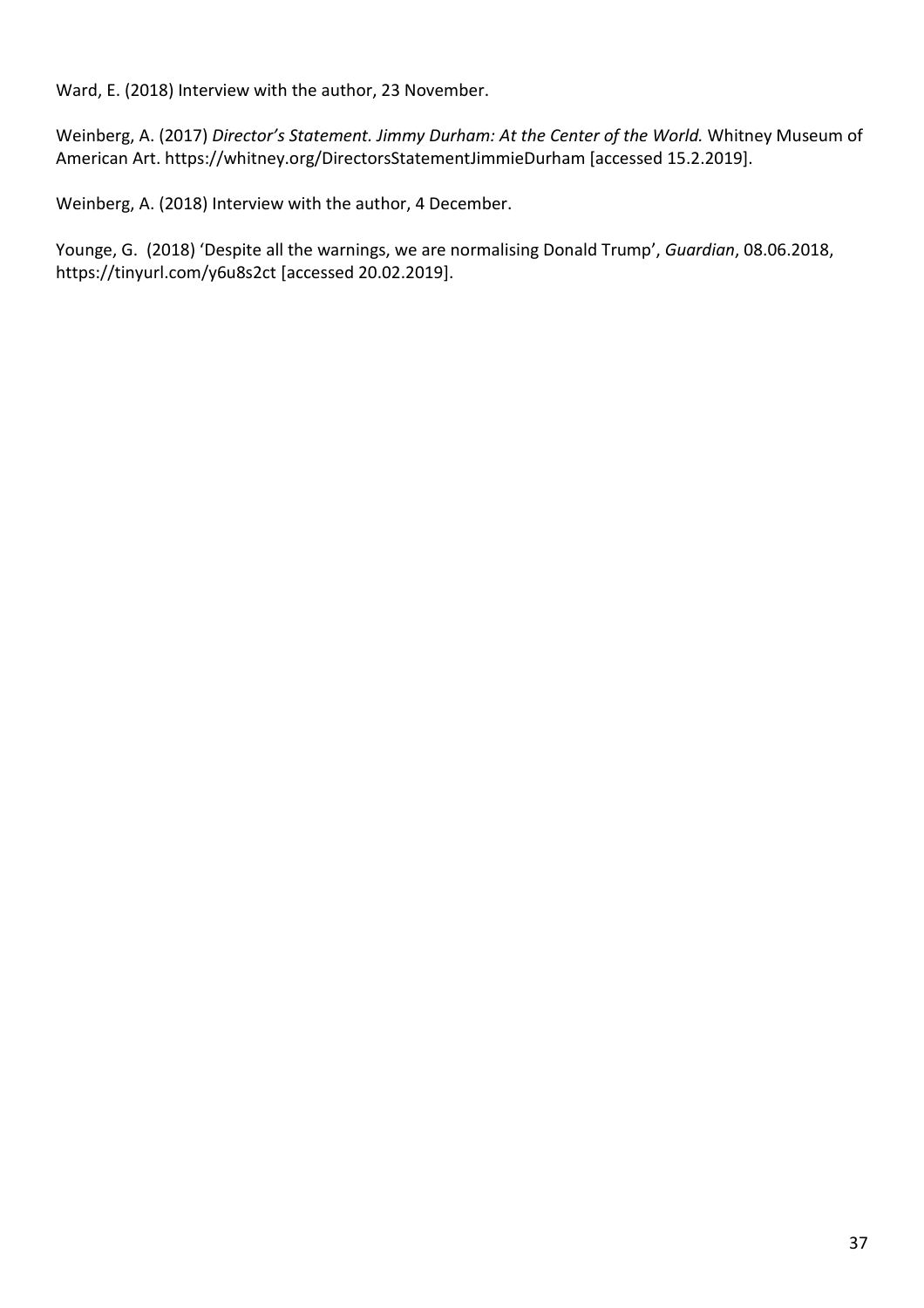Ward, E. (2018) Interview with the author, 23 November.

Weinberg, A. (2017) *Director's Statement. Jimmy Durham: At the Center of the World.* Whitney Museum of American Art. https://whitney.org/DirectorsStatementJimmieDurham [accessed 15.2.2019].

Weinberg, A. (2018) Interview with the author, 4 December.

Younge, G. (2018) 'Despite all the warnings, we are normalising Donald Trump', *Guardian*, 08.06.2018, https://tinyurl.com/y6u8s2ct [accessed 20.02.2019].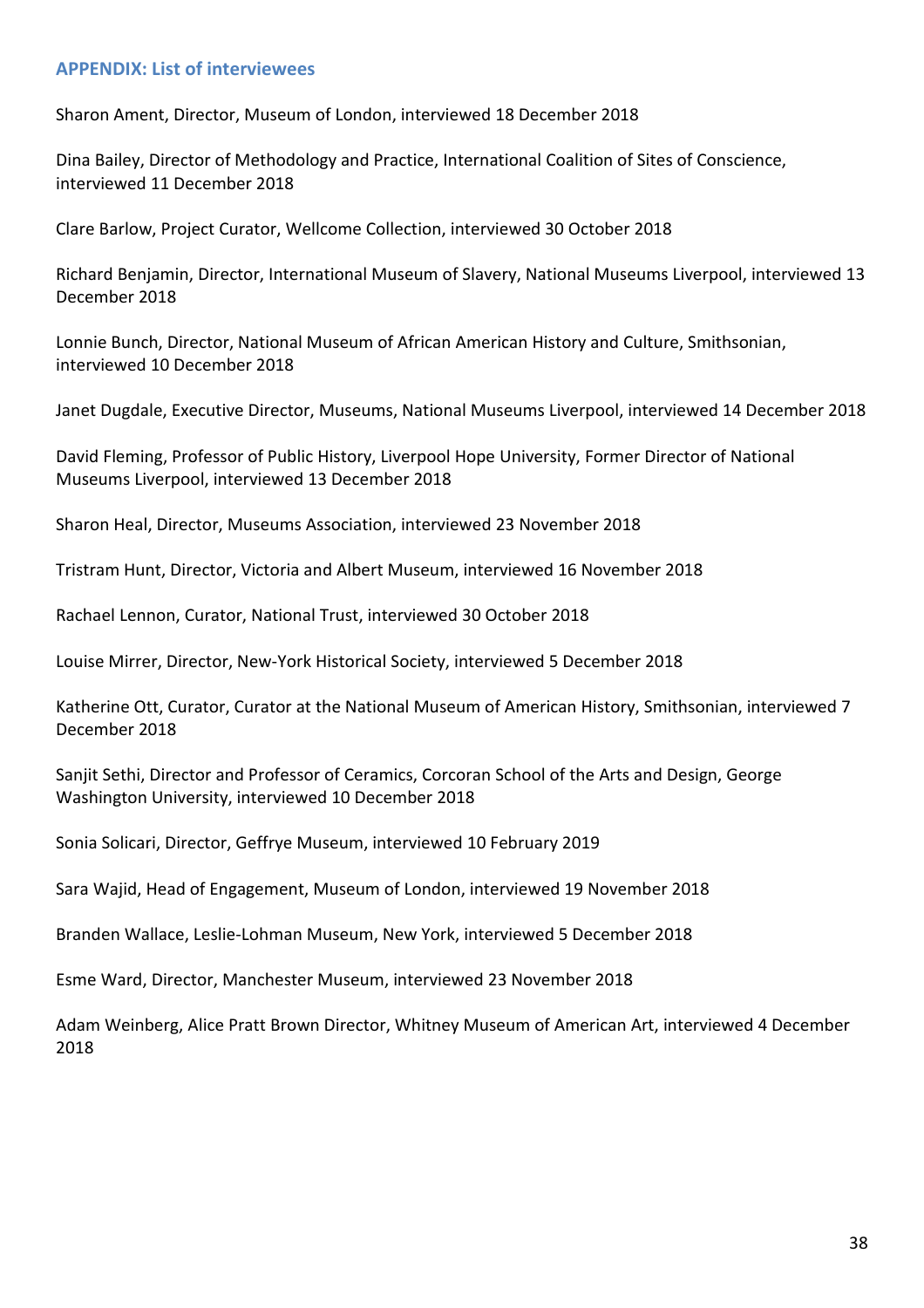## APPENDIX: List of interviewees

Sharon Ament, Director, Museum of London, interviewed 18 December 2018

Dina Bailey, Director of Methodology and Practice, International Coalition of Sites of Conscience, interviewed 11 December 2018

Clare Barlow, Project Curator, Wellcome Collection, interviewed 30 October 2018

Richard Benjamin, Director, International Museum of Slavery, National Museums Liverpool, interviewed 13 December 2018

Lonnie Bunch, Director, National Museum of African American History and Culture, Smithsonian, interviewed 10 December 2018

Janet Dugdale, Executive Director, Museums, National Museums Liverpool, interviewed 14 December 2018

David Fleming, Professor of Public History, Liverpool Hope University, Former Director of National Museums Liverpool, interviewed 13 December 2018

Sharon Heal, Director, Museums Association, interviewed 23 November 2018

Tristram Hunt, Director, Victoria and Albert Museum, interviewed 16 November 2018

Rachael Lennon, Curator, National Trust, interviewed 30 October 2018

Louise Mirrer, Director, New-York Historical Society, interviewed 5 December 2018

Katherine Ott, Curator, Curator at the National Museum of American History, Smithsonian, interviewed 7 December 2018

Sanjit Sethi, Director and Professor of Ceramics, Corcoran School of the Arts and Design, George Washington University, interviewed 10 December 2018

Sonia Solicari, Director, Geffrye Museum, interviewed 10 February 2019

Sara Wajid, Head of Engagement, Museum of London, interviewed 19 November 2018

Branden Wallace, Leslie-Lohman Museum, New York, interviewed 5 December 2018

Esme Ward, Director, Manchester Museum, interviewed 23 November 2018

Adam Weinberg, Alice Pratt Brown Director, Whitney Museum of American Art, interviewed 4 December 2018